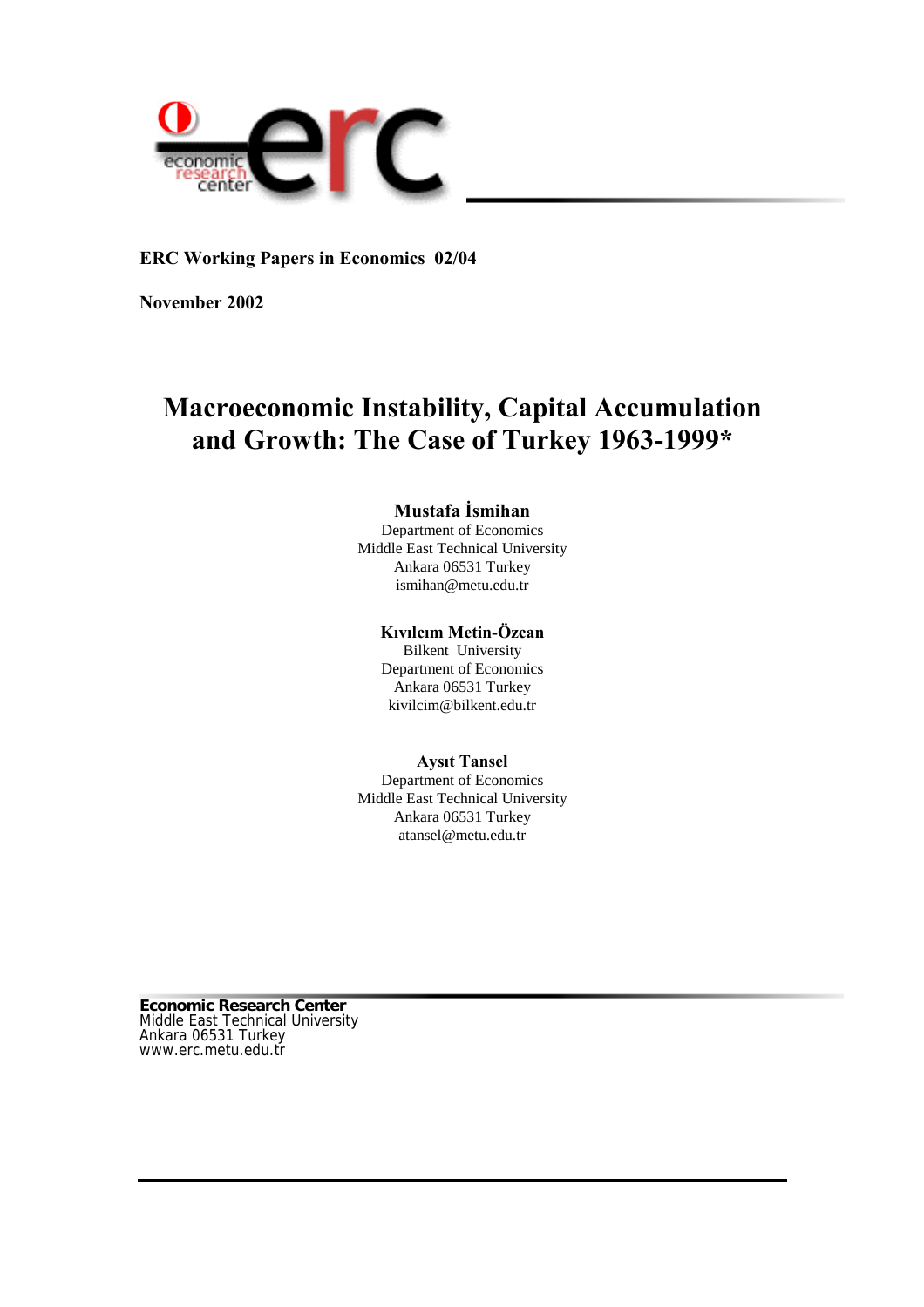**ERC Working Papers in Economics 02/04**

**November 2002**

# Macroeconomic Instability, Capital Accumulation and Growth: The Case of Turkey 1963-1999*

**Mustafa İsmihan**
Department of Economics
Middle East Technical University
Ankara 06531 Turkey
ismihan@metu.edu.tr

**Kıvılcım Metin-Özcan**
Bilkent University
Department of Economics
Ankara 06531 Turkey
kivilcim@bilkent.edu.tr

**Aysıt Tansel**
Department of Economics
Middle East Technical University
Ankara 06531 Turkey
atansel@metu.edu.tr

**Economic Research Center**
Middle East Technical University
Ankara 06531 Turkey
www.erc.metu.edu.tr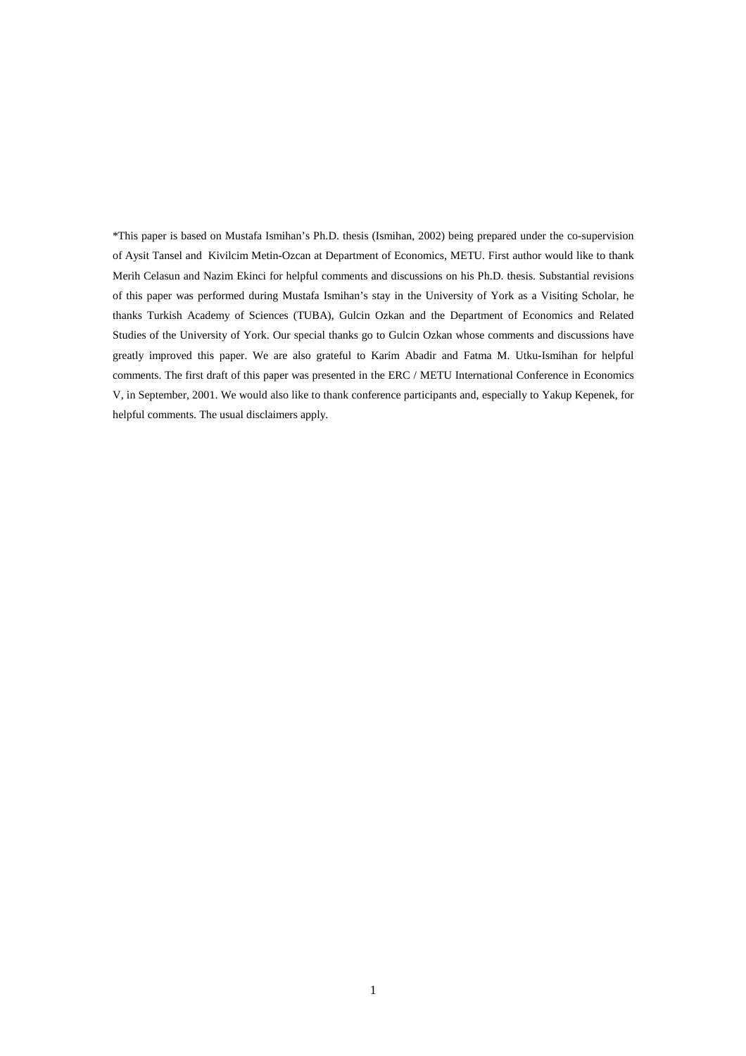*This paper is based on Mustafa Ismihan's Ph.D. thesis (Ismihan, 2002) being prepared under the co-supervision of Aysit Tansel and Kivilcim Metin-Ozcan at Department of Economics, METU. First author would like to thank Merih Celasun and Nazim Ekinci for helpful comments and discussions on his Ph.D. thesis. Substantial revisions of this paper was performed during Mustafa Ismihan's stay in the University of York as a Visiting Scholar, he thanks Turkish Academy of Sciences (TUBA), Gulcin Ozkan and the Department of Economics and Related Studies of the University of York. Our special thanks go to Gulcin Ozkan whose comments and discussions have greatly improved this paper. We are also grateful to Karim Abadir and Fatma M. Utku-Ismihan for helpful comments. The first draft of this paper was presented in the ERC / METU International Conference in Economics V, in September, 2001. We would also like to thank conference participants and, especially to Yakup Kepenek, for helpful comments. The usual disclaimers apply.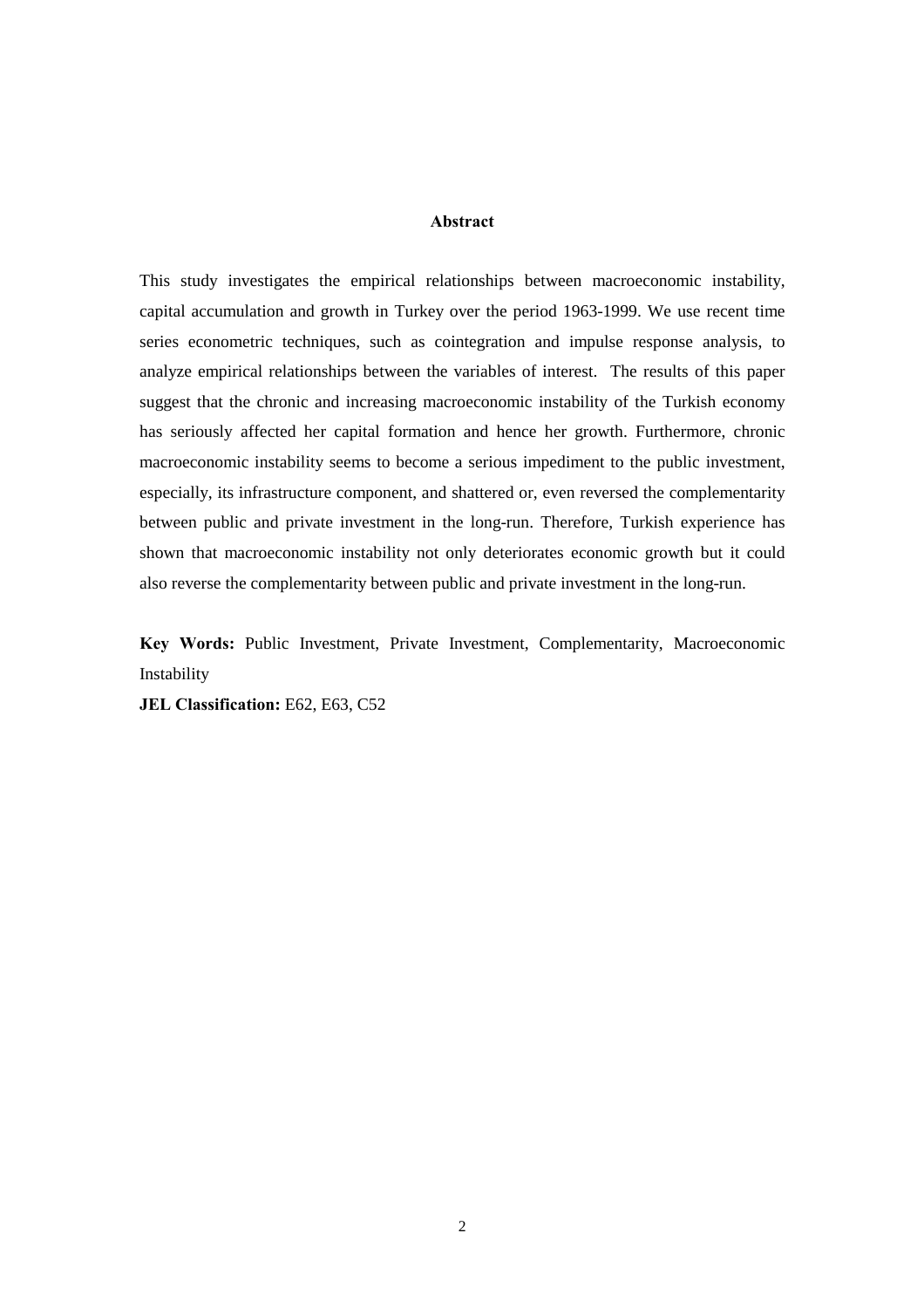## Abstract

This study investigates the empirical relationships between macroeconomic instability, capital accumulation and growth in Turkey over the period 1963-1999. We use recent time series econometric techniques, such as cointegration and impulse response analysis, to analyze empirical relationships between the variables of interest. The results of this paper suggest that the chronic and increasing macroeconomic instability of the Turkish economy has seriously affected her capital formation and hence her growth. Furthermore, chronic macroeconomic instability seems to become a serious impediment to the public investment, especially, its infrastructure component, and shattered or, even reversed the complementarity between public and private investment in the long-run. Therefore, Turkish experience has shown that macroeconomic instability not only deteriorates economic growth but it could also reverse the complementarity between public and private investment in the long-run.

**Key Words:** Public Investment, Private Investment, Complementarity, Macroeconomic Instability

**JEL Classification:** E62, E63, C52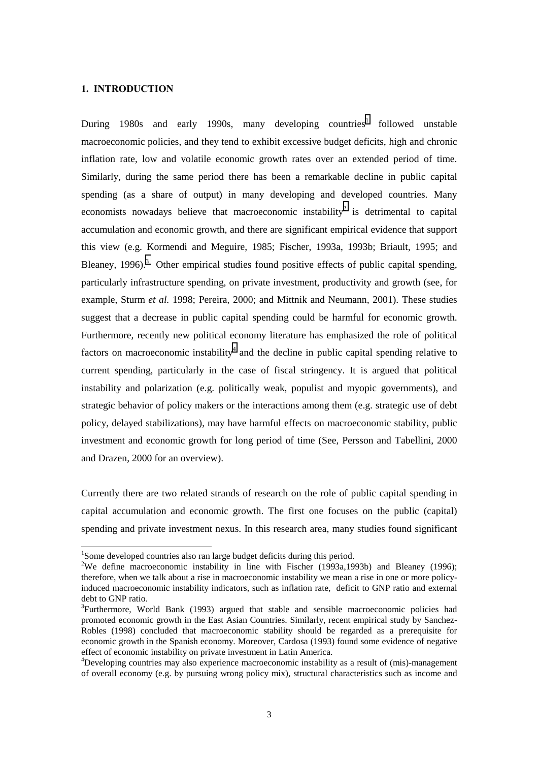## 1. INTRODUCTION

During 1980s and early 1990s, many developing countries[1] followed unstable macroeconomic policies, and they tend to exhibit excessive budget deficits, high and chronic inflation rate, low and volatile economic growth rates over an extended period of time. Similarly, during the same period there has been a remarkable decline in public capital spending (as a share of output) in many developing and developed countries. Many economists nowadays believe that macroeconomic instability[2] is detrimental to capital accumulation and economic growth, and there are significant empirical evidence that support this view (e.g. Kormendi and Meguire, 1985; Fischer, 1993a, 1993b; Briault, 1995; and Bleaney, 1996).[3] Other empirical studies found positive effects of public capital spending, particularly infrastructure spending, on private investment, productivity and growth (see, for example, Sturm *et al.* 1998; Pereira, 2000; and Mittnik and Neumann, 2001). These studies suggest that a decrease in public capital spending could be harmful for economic growth. Furthermore, recently new political economy literature has emphasized the role of political factors on macroeconomic instability[4] and the decline in public capital spending relative to current spending, particularly in the case of fiscal stringency. It is argued that political instability and polarization (e.g. politically weak, populist and myopic governments), and strategic behavior of policy makers or the interactions among them (e.g. strategic use of debt policy, delayed stabilizations), may have harmful effects on macroeconomic stability, public investment and economic growth for long period of time (See, Persson and Tabellini, 2000 and Drazen, 2000 for an overview).

Currently there are two related strands of research on the role of public capital spending in capital accumulation and economic growth. The first one focuses on the public (capital) spending and private investment nexus. In this research area, many studies found significant

[1] Some developed countries also ran large budget deficits during this period.

[2] We define macroeconomic instability in line with Fischer (1993a,1993b) and Bleaney (1996); therefore, when we talk about a rise in macroeconomic instability we mean a rise in one or more policy-induced macroeconomic instability indicators, such as inflation rate, deficit to GNP ratio and external debt to GNP ratio.

[3] Furthermore, World Bank (1993) argued that stable and sensible macroeconomic policies had promoted economic growth in the East Asian Countries. Similarly, recent empirical study by Sanchez-Robles (1998) concluded that macroeconomic stability should be regarded as a prerequisite for economic growth in the Spanish economy. Moreover, Cardosa (1993) found some evidence of negative effect of economic instability on private investment in Latin America.

[4] Developing countries may also experience macroeconomic instability as a result of (mis)-management of overall economy (e.g. by pursuing wrong policy mix), structural characteristics such as income and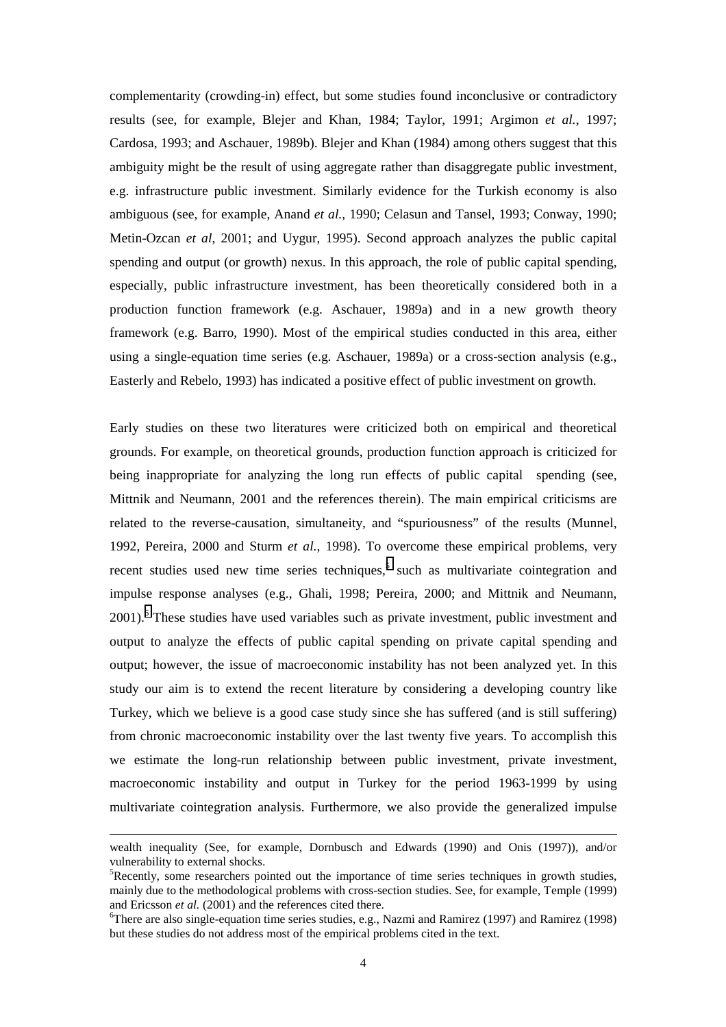complementarity (crowding-in) effect, but some studies found inconclusive or contradictory results (see, for example, Blejer and Khan, 1984; Taylor, 1991; Argimon *et al.*, 1997; Cardosa, 1993; and Aschauer, 1989b). Blejer and Khan (1984) among others suggest that this ambiguity might be the result of using aggregate rather than disaggregate public investment, e.g. infrastructure public investment. Similarly evidence for the Turkish economy is also ambiguous (see, for example, Anand *et al.*, 1990; Celasun and Tansel, 1993; Conway, 1990; Metin-Ozcan *et al*, 2001; and Uygur, 1995). Second approach analyzes the public capital spending and output (or growth) nexus. In this approach, the role of public capital spending, especially, public infrastructure investment, has been theoretically considered both in a production function framework (e.g. Aschauer, 1989a) and in a new growth theory framework (e.g. Barro, 1990). Most of the empirical studies conducted in this area, either using a single-equation time series (e.g. Aschauer, 1989a) or a cross-section analysis (e.g., Easterly and Rebelo, 1993) has indicated a positive effect of public investment on growth.

Early studies on these two literatures were criticized both on empirical and theoretical grounds. For example, on theoretical grounds, production function approach is criticized for being inappropriate for analyzing the long run effects of public capital spending (see, Mittnik and Neumann, 2001 and the references therein). The main empirical criticisms are related to the reverse-causation, simultaneity, and "spuriousness" of the results (Munnel, 1992, Pereira, 2000 and Sturm *et al.*, 1998). To overcome these empirical problems, very recent studies used new time series techniques,[5] such as multivariate cointegration and impulse response analyses (e.g., Ghali, 1998; Pereira, 2000; and Mittnik and Neumann, 2001).[6] These studies have used variables such as private investment, public investment and output to analyze the effects of public capital spending on private capital spending and output; however, the issue of macroeconomic instability has not been analyzed yet. In this study our aim is to extend the recent literature by considering a developing country like Turkey, which we believe is a good case study since she has suffered (and is still suffering) from chronic macroeconomic instability over the last twenty five years. To accomplish this we estimate the long-run relationship between public investment, private investment, macroeconomic instability and output in Turkey for the period 1963-1999 by using multivariate cointegration analysis. Furthermore, we also provide the generalized impulse

---

wealth inequality (See, for example, Dornbusch and Edwards (1990) and Onis (1997)), and/or vulnerability to external shocks.

[5]Recently, some researchers pointed out the importance of time series techniques in growth studies, mainly due to the methodological problems with cross-section studies. See, for example, Temple (1999) and Ericsson *et al.* (2001) and the references cited there.

[6]There are also single-equation time series studies, e.g., Nazmi and Ramirez (1997) and Ramirez (1998) but these studies do not address most of the empirical problems cited in the text.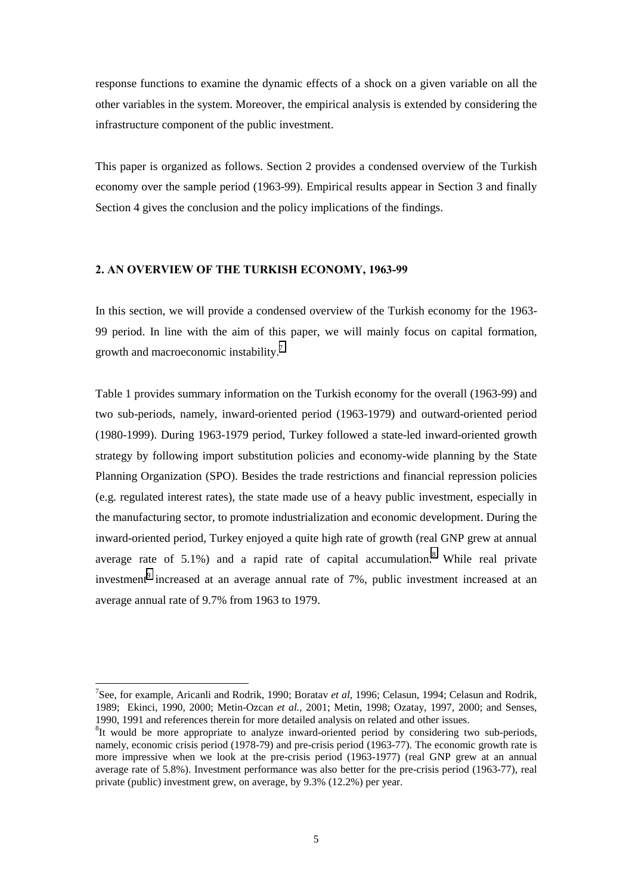response functions to examine the dynamic effects of a shock on a given variable on all the other variables in the system. Moreover, the empirical analysis is extended by considering the infrastructure component of the public investment.

This paper is organized as follows. Section 2 provides a condensed overview of the Turkish economy over the sample period (1963-99). Empirical results appear in Section 3 and finally Section 4 gives the conclusion and the policy implications of the findings.

## 2. AN OVERVIEW OF THE TURKISH ECONOMY, 1963-99

In this section, we will provide a condensed overview of the Turkish economy for the 1963-99 period. In line with the aim of this paper, we will mainly focus on capital formation, growth and macroeconomic instability.[7]

Table 1 provides summary information on the Turkish economy for the overall (1963-99) and two sub-periods, namely, inward-oriented period (1963-1979) and outward-oriented period (1980-1999). During 1963-1979 period, Turkey followed a state-led inward-oriented growth strategy by following import substitution policies and economy-wide planning by the State Planning Organization (SPO). Besides the trade restrictions and financial repression policies (e.g. regulated interest rates), the state made use of a heavy public investment, especially in the manufacturing sector, to promote industrialization and economic development. During the inward-oriented period, Turkey enjoyed a quite high rate of growth (real GNP grew at annual average rate of 5.1%) and a rapid rate of capital accumulation.[8] While real private investment[9] increased at an average annual rate of 7%, public investment increased at an average annual rate of 9.7% from 1963 to 1979.

---

[7] See, for example, Aricanli and Rodrik, 1990; Boratav *et al*, 1996; Celasun, 1994; Celasun and Rodrik, 1989; Ekinci, 1990, 2000; Metin-Ozcan *et al.*, 2001; Metin, 1998; Ozatay, 1997, 2000; and Senses, 1990, 1991 and references therein for more detailed analysis on related and other issues.

[8] It would be more appropriate to analyze inward-oriented period by considering two sub-periods, namely, economic crisis period (1978-79) and pre-crisis period (1963-77). The economic growth rate is more impressive when we look at the pre-crisis period (1963-1977) (real GNP grew at an annual average rate of 5.8%). Investment performance was also better for the pre-crisis period (1963-77), real private (public) investment grew, on average, by 9.3% (12.2%) per year.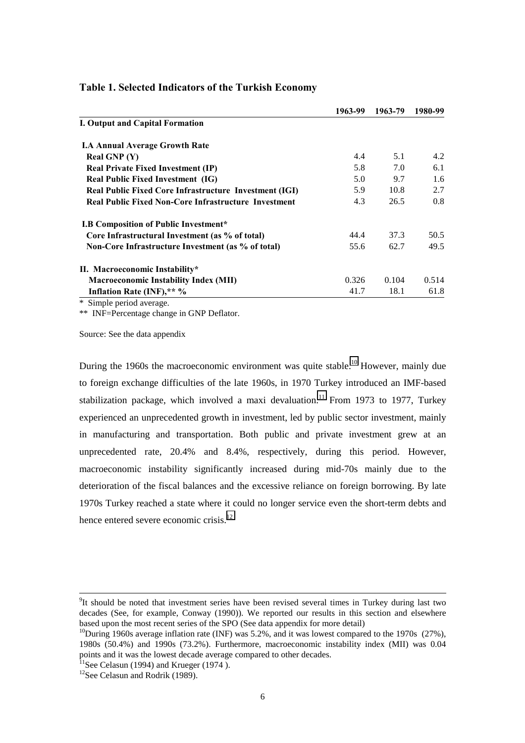**Table 1. Selected Indicators of the Turkish Economy**

| | 1963-99 | 1963-79 | 1980-99 |
|---|---|---|---|
| **I. Output and Capital Formation** | | | |
| **I.A Annual Average Growth Rate** | | | |
| **Real GNP (Y)** | 4.4 | 5.1 | 4.2 |
| **Real Private Fixed Investment (IP)** | 5.8 | 7.0 | 6.1 |
| **Real Public Fixed Investment (IG)** | 5.0 | 9.7 | 1.6 |
| **Real Public Fixed Core Infrastructure Investment (IGI)** | 5.9 | 10.8 | 2.7 |
| **Real Public Fixed Non-Core Infrastructure Investment** | 4.3 | 26.5 | 0.8 |
| **I.B Composition of Public Investment*** | | | |
| **Core Infrastructural Investment (as % of total)** | 44.4 | 37.3 | 50.5 |
| **Non-Core Infrastructure Investment (as % of total)** | 55.6 | 62.7 | 49.5 |
| **II. Macroeconomic Instability*** | | | |
| **Macroeconomic Instability Index (MII)** | 0.326 | 0.104 | 0.514 |
| **Inflation Rate (INF),** %** | 41.7 | 18.1 | 61.8 |

\* Simple period average.

** INF=Percentage change in GNP Deflator.

Source: See the data appendix

During the 1960s the macroeconomic environment was quite stable.[10] However, mainly due to foreign exchange difficulties of the late 1960s, in 1970 Turkey introduced an IMF-based stabilization package, which involved a maxi devaluation.[11] From 1973 to 1977, Turkey experienced an unprecedented growth in investment, led by public sector investment, mainly in manufacturing and transportation. Both public and private investment grew at an unprecedented rate, 20.4% and 8.4%, respectively, during this period. However, macroeconomic instability significantly increased during mid-70s mainly due to the deterioration of the fiscal balances and the excessive reliance on foreign borrowing. By late 1970s Turkey reached a state where it could no longer service even the short-term debts and hence entered severe economic crisis.[12]

---

[9] It should be noted that investment series have been revised several times in Turkey during last two decades (See, for example, Conway (1990)). We reported our results in this section and elsewhere based upon the most recent series of the SPO (See data appendix for more detail)

[10] During 1960s average inflation rate (INF) was 5.2%, and it was lowest compared to the 1970s (27%), 1980s (50.4%) and 1990s (73.2%). Furthermore, macroeconomic instability index (MII) was 0.04 points and it was the lowest decade average compared to other decades.

[11] See Celasun (1994) and Krueger (1974 ).

[12] See Celasun and Rodrik (1989).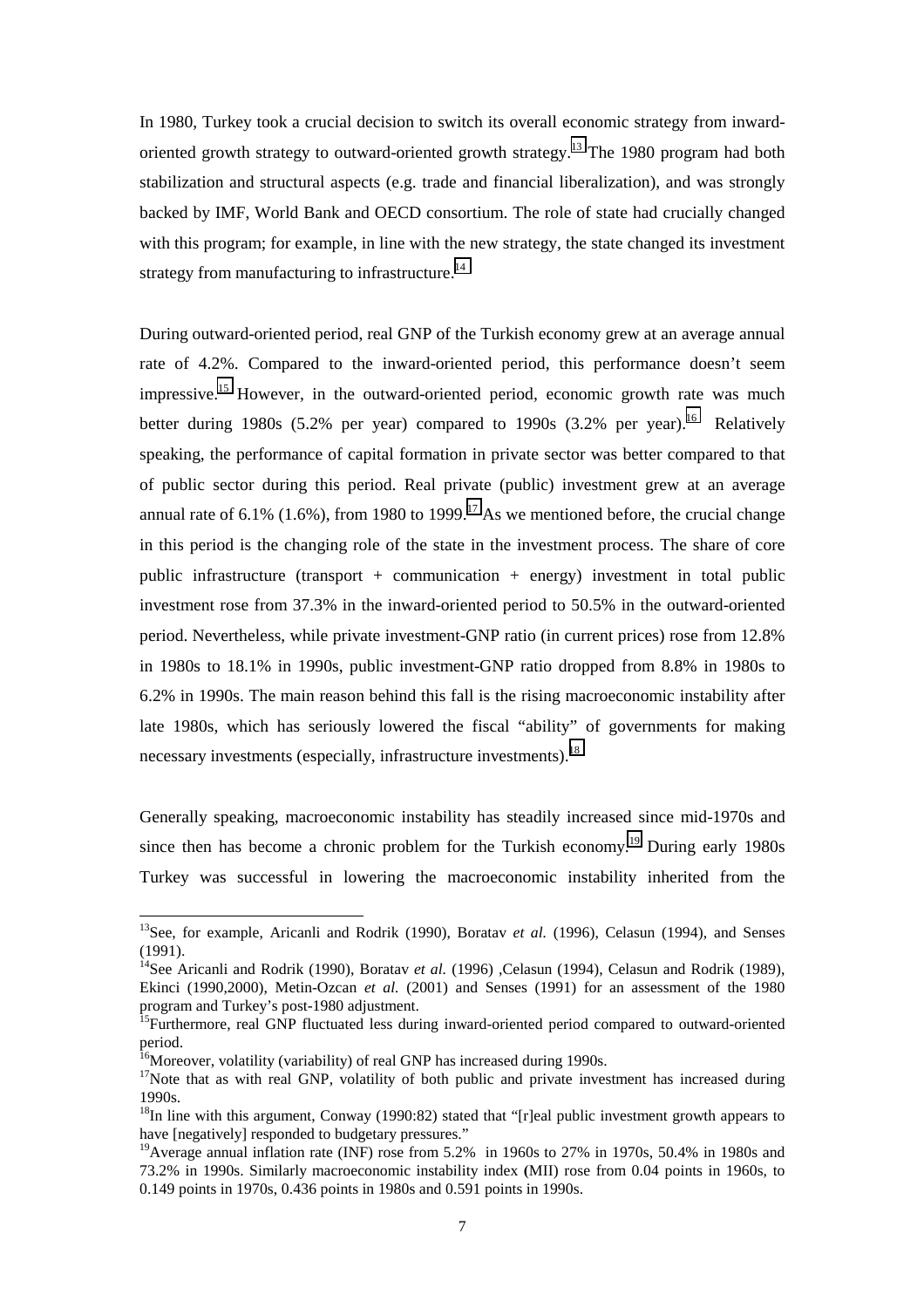In 1980, Turkey took a crucial decision to switch its overall economic strategy from inward-oriented growth strategy to outward-oriented growth strategy.[13] The 1980 program had both stabilization and structural aspects (e.g. trade and financial liberalization), and was strongly backed by IMF, World Bank and OECD consortium. The role of state had crucially changed with this program; for example, in line with the new strategy, the state changed its investment strategy from manufacturing to infrastructure.[14]

During outward-oriented period, real GNP of the Turkish economy grew at an average annual rate of 4.2%. Compared to the inward-oriented period, this performance doesn't seem impressive.[15] However, in the outward-oriented period, economic growth rate was much better during 1980s (5.2% per year) compared to 1990s (3.2% per year).[16] Relatively speaking, the performance of capital formation in private sector was better compared to that of public sector during this period. Real private (public) investment grew at an average annual rate of 6.1% (1.6%), from 1980 to 1999.[17] As we mentioned before, the crucial change in this period is the changing role of the state in the investment process. The share of core public infrastructure (transport + communication + energy) investment in total public investment rose from 37.3% in the inward-oriented period to 50.5% in the outward-oriented period. Nevertheless, while private investment-GNP ratio (in current prices) rose from 12.8% in 1980s to 18.1% in 1990s, public investment-GNP ratio dropped from 8.8% in 1980s to 6.2% in 1990s. The main reason behind this fall is the rising macroeconomic instability after late 1980s, which has seriously lowered the fiscal "ability" of governments for making necessary investments (especially, infrastructure investments).[18]

Generally speaking, macroeconomic instability has steadily increased since mid-1970s and since then has become a chronic problem for the Turkish economy.[19] During early 1980s Turkey was successful in lowering the macroeconomic instability inherited from the

---

[13] See, for example, Aricanli and Rodrik (1990), Boratav *et al.* (1996), Celasun (1994), and Senses (1991).

[14] See Aricanli and Rodrik (1990), Boratav *et al.* (1996) ,Celasun (1994), Celasun and Rodrik (1989), Ekinci (1990,2000), Metin-Ozcan *et al.* (2001) and Senses (1991) for an assessment of the 1980 program and Turkey's post-1980 adjustment.

[15] Furthermore, real GNP fluctuated less during inward-oriented period compared to outward-oriented period.

[16] Moreover, volatility (variability) of real GNP has increased during 1990s.

[17] Note that as with real GNP, volatility of both public and private investment has increased during 1990s.

[18] In line with this argument, Conway (1990:82) stated that "[r]eal public investment growth appears to have [negatively] responded to budgetary pressures."

[19] Average annual inflation rate (INF) rose from 5.2% in 1960s to 27% in 1970s, 50.4% in 1980s and 73.2% in 1990s. Similarly macroeconomic instability index (MII) rose from 0.04 points in 1960s, to 0.149 points in 1970s, 0.436 points in 1980s and 0.591 points in 1990s.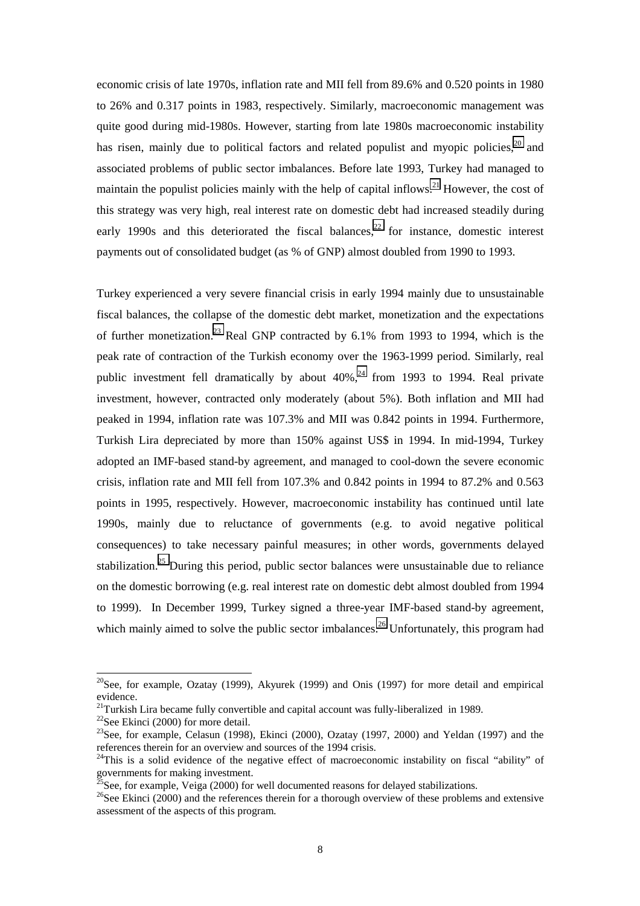economic crisis of late 1970s, inflation rate and MII fell from 89.6% and 0.520 points in 1980 to 26% and 0.317 points in 1983, respectively. Similarly, macroeconomic management was quite good during mid-1980s. However, starting from late 1980s macroeconomic instability has risen, mainly due to political factors and related populist and myopic policies,[20] and associated problems of public sector imbalances. Before late 1993, Turkey had managed to maintain the populist policies mainly with the help of capital inflows.[21] However, the cost of this strategy was very high, real interest rate on domestic debt had increased steadily during early 1990s and this deteriorated the fiscal balances,[22] for instance, domestic interest payments out of consolidated budget (as % of GNP) almost doubled from 1990 to 1993.

Turkey experienced a very severe financial crisis in early 1994 mainly due to unsustainable fiscal balances, the collapse of the domestic debt market, monetization and the expectations of further monetization.[23] Real GNP contracted by 6.1% from 1993 to 1994, which is the peak rate of contraction of the Turkish economy over the 1963-1999 period. Similarly, real public investment fell dramatically by about 40%,[24] from 1993 to 1994. Real private investment, however, contracted only moderately (about 5%). Both inflation and MII had peaked in 1994, inflation rate was 107.3% and MII was 0.842 points in 1994. Furthermore, Turkish Lira depreciated by more than 150% against US$ in 1994. In mid-1994, Turkey adopted an IMF-based stand-by agreement, and managed to cool-down the severe economic crisis, inflation rate and MII fell from 107.3% and 0.842 points in 1994 to 87.2% and 0.563 points in 1995, respectively. However, macroeconomic instability has continued until late 1990s, mainly due to reluctance of governments (e.g. to avoid negative political consequences) to take necessary painful measures; in other words, governments delayed stabilization.[25] During this period, public sector balances were unsustainable due to reliance on the domestic borrowing (e.g. real interest rate on domestic debt almost doubled from 1994 to 1999). In December 1999, Turkey signed a three-year IMF-based stand-by agreement, which mainly aimed to solve the public sector imbalances.[26] Unfortunately, this program had

---

[20] See, for example, Ozatay (1999), Akyurek (1999) and Onis (1997) for more detail and empirical evidence.

[21] Turkish Lira became fully convertible and capital account was fully-liberalized in 1989.

[22] See Ekinci (2000) for more detail.

[23] See, for example, Celasun (1998), Ekinci (2000), Ozatay (1997, 2000) and Yeldan (1997) and the references therein for an overview and sources of the 1994 crisis.

[24] This is a solid evidence of the negative effect of macroeconomic instability on fiscal "ability" of governments for making investment.

[25] See, for example, Veiga (2000) for well documented reasons for delayed stabilizations.

[26] See Ekinci (2000) and the references therein for a thorough overview of these problems and extensive assessment of the aspects of this program.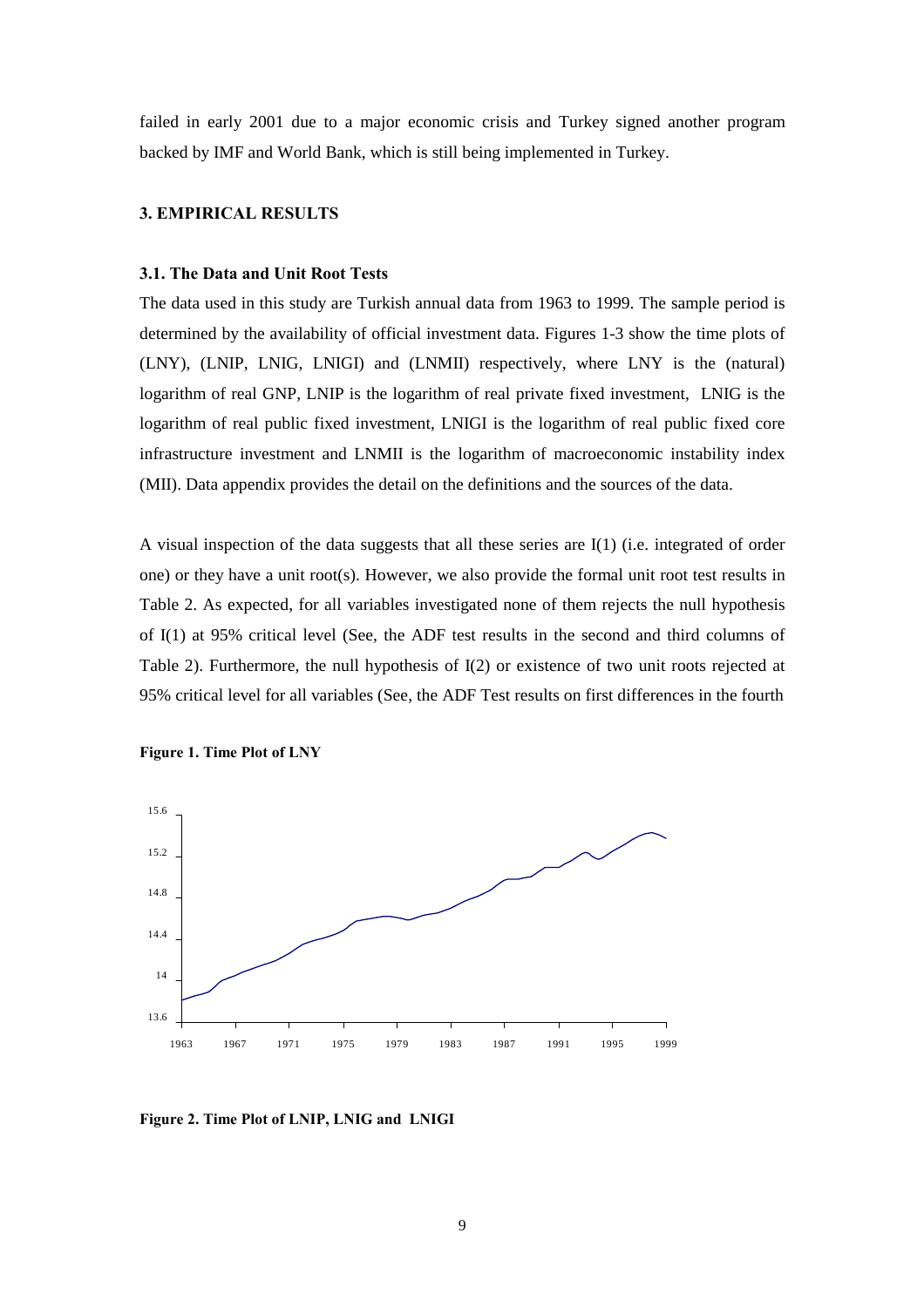failed in early 2001 due to a major economic crisis and Turkey signed another program backed by IMF and World Bank, which is still being implemented in Turkey.

## 3. EMPIRICAL RESULTS

### 3.1. The Data and Unit Root Tests

The data used in this study are Turkish annual data from 1963 to 1999. The sample period is determined by the availability of official investment data. Figures 1-3 show the time plots of (LNY), (LNIP, LNIG, LNIGI) and (LNMII) respectively, where LNY is the (natural) logarithm of real GNP, LNIP is the logarithm of real private fixed investment, LNIG is the logarithm of real public fixed investment, LNIGI is the logarithm of real public fixed core infrastructure investment and LNMII is the logarithm of macroeconomic instability index (MII). Data appendix provides the detail on the definitions and the sources of the data.

A visual inspection of the data suggests that all these series are I(1) (i.e. integrated of order one) or they have a unit root(s). However, we also provide the formal unit root test results in Table 2. As expected, for all variables investigated none of them rejects the null hypothesis of I(1) at 95% critical level (See, the ADF test results in the second and third columns of Table 2). Furthermore, the null hypothesis of I(2) or existence of two unit roots rejected at 95% critical level for all variables (See, the ADF Test results on first differences in the fourth

**Figure 1. Time Plot of LNY**

**Figure 2. Time Plot of LNIP, LNIG and LNIGI**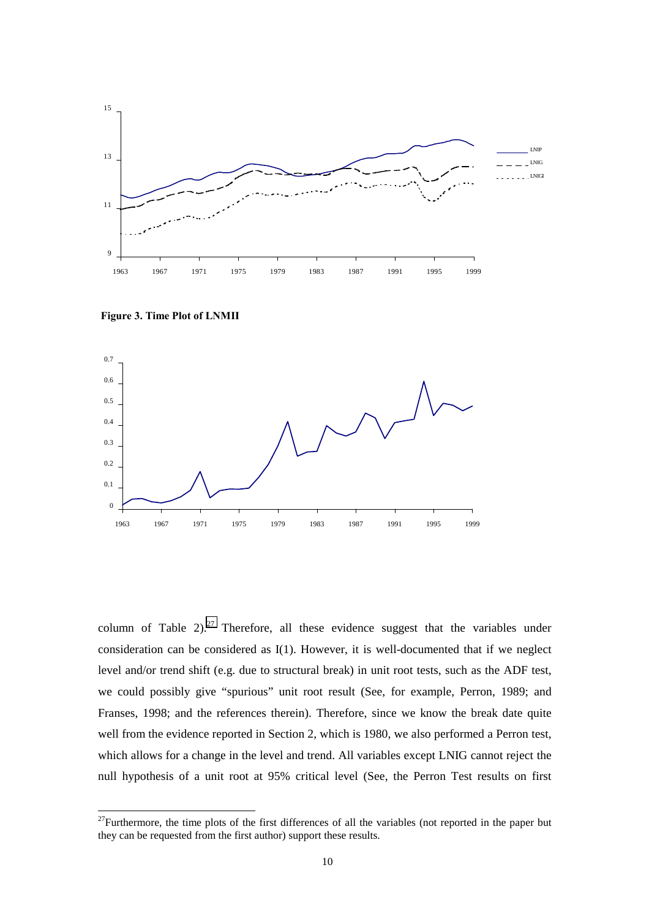**Figure 3. Time Plot of LNMII**

column of Table 2).[27] Therefore, all these evidence suggest that the variables under consideration can be considered as I(1). However, it is well-documented that if we neglect level and/or trend shift (e.g. due to structural break) in unit root tests, such as the ADF test, we could possibly give "spurious" unit root result (See, for example, Perron, 1989; and Franses, 1998; and the references therein). Therefore, since we know the break date quite well from the evidence reported in Section 2, which is 1980, we also performed a Perron test, which allows for a change in the level and trend. All variables except LNIG cannot reject the null hypothesis of a unit root at 95% critical level (See, the Perron Test results on first

[27] Furthermore, the time plots of the first differences of all the variables (not reported in the paper but they can be requested from the first author) support these results.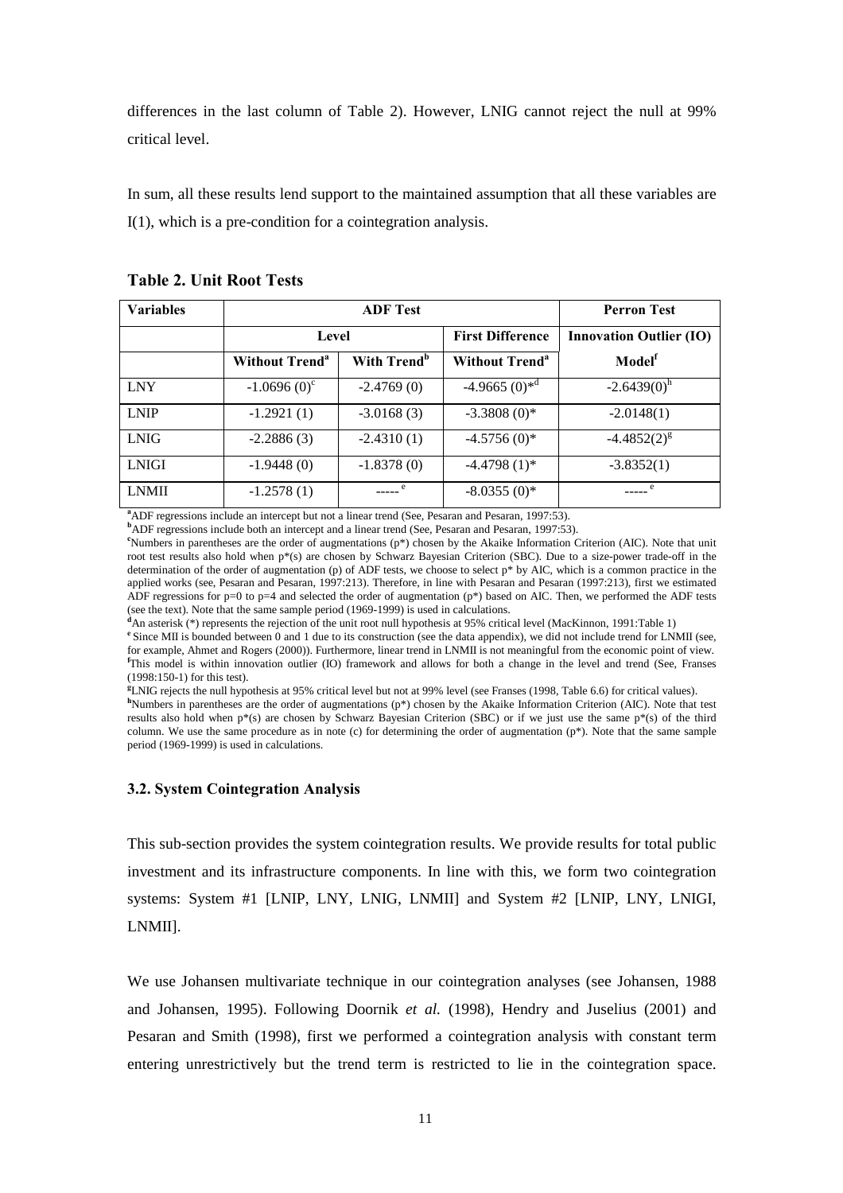differences in the last column of Table 2). However, LNIG cannot reject the null at 99% critical level.

In sum, all these results lend support to the maintained assumption that all these variables are I(1), which is a pre-condition for a cointegration analysis.

**Table 2. Unit Root Tests**

| Variables | ADF Test | | | Perron Test |
|---|---|---|---|---|
| | Level | | First Difference | Innovation Outlier (IO) |
| | Without Trend[a] | With Trend[b] | Without Trend[a] | Model[f] |
| LNY | -1.0696 (0)[c] | -2.4769 (0) | -4.9665 (0)*[d] | -2.6439(0)[h] |
| LNIP | -1.2921 (1) | -3.0168 (3) | -3.3808 (0)* | -2.0148(1) |
| LNIG | -2.2886 (3) | -2.4310 (1) | -4.5756 (0)* | -4.4852(2)[g] |
| LNIGI | -1.9448 (0) | -1.8378 (0) | -4.4798 (1)* | -3.8352(1) |
| LNMII | -1.2578 (1) | -----[e] | -8.0355 (0)* | -----[e] |

[a]ADF regressions include an intercept but not a linear trend (See, Pesaran and Pesaran, 1997:53).
[b]ADF regressions include both an intercept and a linear trend (See, Pesaran and Pesaran, 1997:53).
[c]Numbers in parentheses are the order of augmentations (p*) chosen by the Akaike Information Criterion (AIC). Note that unit root test results also hold when p*(s) are chosen by Schwarz Bayesian Criterion (SBC). Due to a size-power trade-off in the determination of the order of augmentation (p) of ADF tests, we choose to select p* by AIC, which is a common practice in the applied works (see, Pesaran and Pesaran, 1997:213). Therefore, in line with Pesaran and Pesaran (1997:213), first we estimated ADF regressions for p=0 to p=4 and selected the order of augmentation (p*) based on AIC. Then, we performed the ADF tests (see the text). Note that the same sample period (1969-1999) is used in calculations.
[d]An asterisk (*) represents the rejection of the unit root null hypothesis at 95% critical level (MacKinnon, 1991:Table 1)
[e] Since MII is bounded between 0 and 1 due to its construction (see the data appendix), we did not include trend for LNMII (see, for example, Ahmet and Rogers (2000)). Furthermore, linear trend in LNMII is not meaningful from the economic point of view.
[f]This model is within innovation outlier (IO) framework and allows for both a change in the level and trend (See, Franses (1998:150-1) for this test).
[g]LNIG rejects the null hypothesis at 95% critical level but not at 99% level (see Franses (1998, Table 6.6) for critical values).
[h]Numbers in parentheses are the order of augmentations (p*) chosen by the Akaike Information Criterion (AIC). Note that test results also hold when p*(s) are chosen by Schwarz Bayesian Criterion (SBC) or if we just use the same p*(s) of the third column. We use the same procedure as in note (c) for determining the order of augmentation (p*). Note that the same sample period (1969-1999) is used in calculations.

### 3.2. System Cointegration Analysis

This sub-section provides the system cointegration results. We provide results for total public investment and its infrastructure components. In line with this, we form two cointegration systems: System #1 [LNIP, LNY, LNIG, LNMII] and System #2 [LNIP, LNY, LNIGI, LNMII].

We use Johansen multivariate technique in our cointegration analyses (see Johansen, 1988 and Johansen, 1995). Following Doornik *et al.* (1998), Hendry and Juselius (2001) and Pesaran and Smith (1998), first we performed a cointegration analysis with constant term entering unrestrictively but the trend term is restricted to lie in the cointegration space.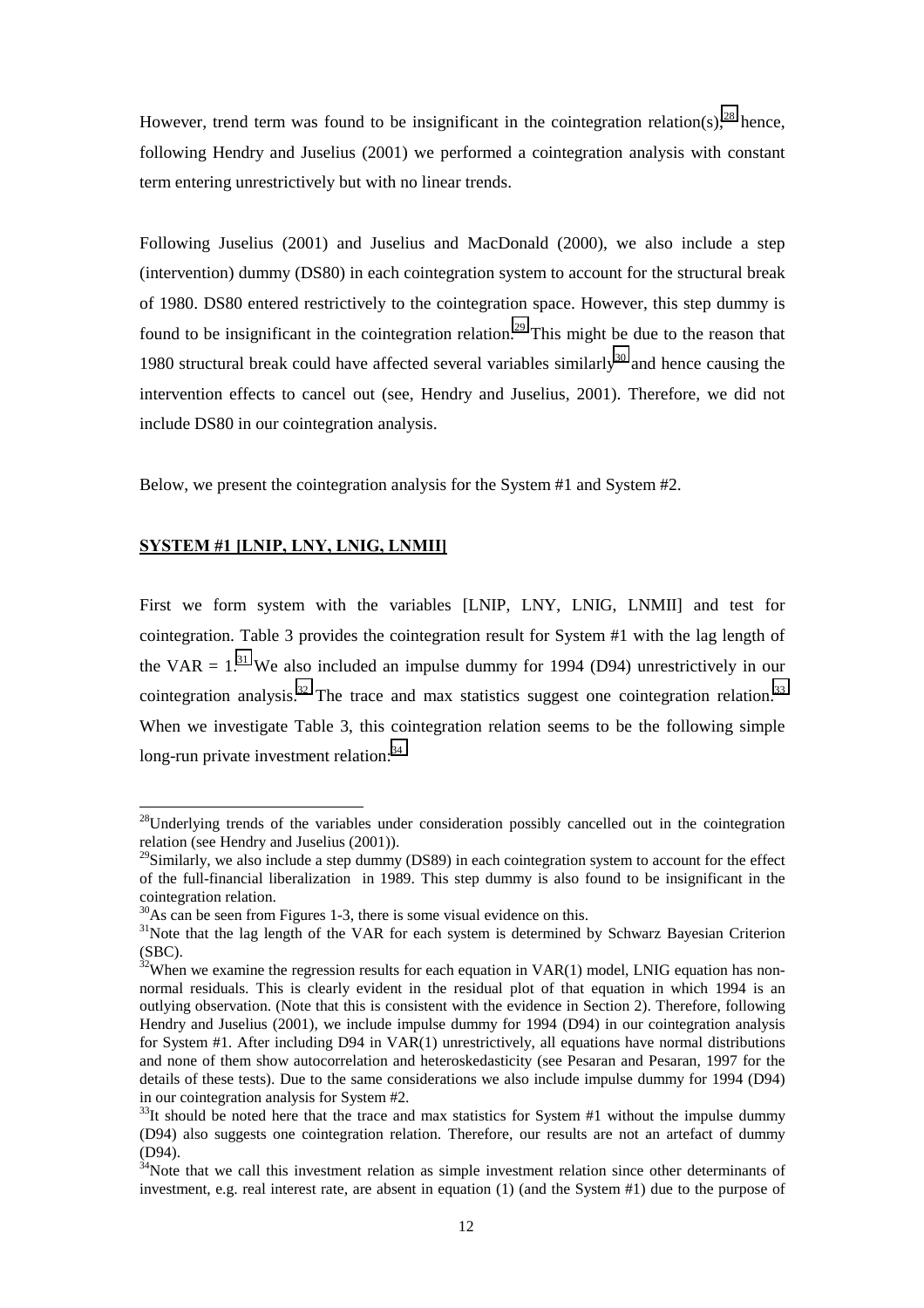However, trend term was found to be insignificant in the cointegration relation(s),[28] hence, following Hendry and Juselius (2001) we performed a cointegration analysis with constant term entering unrestrictively but with no linear trends.

Following Juselius (2001) and Juselius and MacDonald (2000), we also include a step (intervention) dummy (DS80) in each cointegration system to account for the structural break of 1980. DS80 entered restrictively to the cointegration space. However, this step dummy is found to be insignificant in the cointegration relation.[29] This might be due to the reason that 1980 structural break could have affected several variables similarly[30] and hence causing the intervention effects to cancel out (see, Hendry and Juselius, 2001). Therefore, we did not include DS80 in our cointegration analysis.

Below, we present the cointegration analysis for the System #1 and System #2.

**SYSTEM #1 [LNIP, LNY, LNIG, LNMII]**

First we form system with the variables [LNIP, LNY, LNIG, LNMII] and test for cointegration. Table 3 provides the cointegration result for System #1 with the lag length of the VAR = 1.[31] We also included an impulse dummy for 1994 (D94) unrestrictively in our cointegration analysis.[32] The trace and max statistics suggest one cointegration relation.[33] When we investigate Table 3, this cointegration relation seems to be the following simple long-run private investment relation:[34]

---

[28]Underlying trends of the variables under consideration possibly cancelled out in the cointegration relation (see Hendry and Juselius (2001)).

[29]Similarly, we also include a step dummy (DS89) in each cointegration system to account for the effect of the full-financial liberalization in 1989. This step dummy is also found to be insignificant in the cointegration relation.

[30]As can be seen from Figures 1-3, there is some visual evidence on this.

[31]Note that the lag length of the VAR for each system is determined by Schwarz Bayesian Criterion (SBC).

[32]When we examine the regression results for each equation in VAR(1) model, LNIG equation has non-normal residuals. This is clearly evident in the residual plot of that equation in which 1994 is an outlying observation. (Note that this is consistent with the evidence in Section 2). Therefore, following Hendry and Juselius (2001), we include impulse dummy for 1994 (D94) in our cointegration analysis for System #1. After including D94 in VAR(1) unrestrictively, all equations have normal distributions and none of them show autocorrelation and heteroskedasticity (see Pesaran and Pesaran, 1997 for the details of these tests). Due to the same considerations we also include impulse dummy for 1994 (D94) in our cointegration analysis for System #2.

[33]It should be noted here that the trace and max statistics for System #1 without the impulse dummy (D94) also suggests one cointegration relation. Therefore, our results are not an artefact of dummy (D94).

[34]Note that we call this investment relation as simple investment relation since other determinants of investment, e.g. real interest rate, are absent in equation (1) (and the System #1) due to the purpose of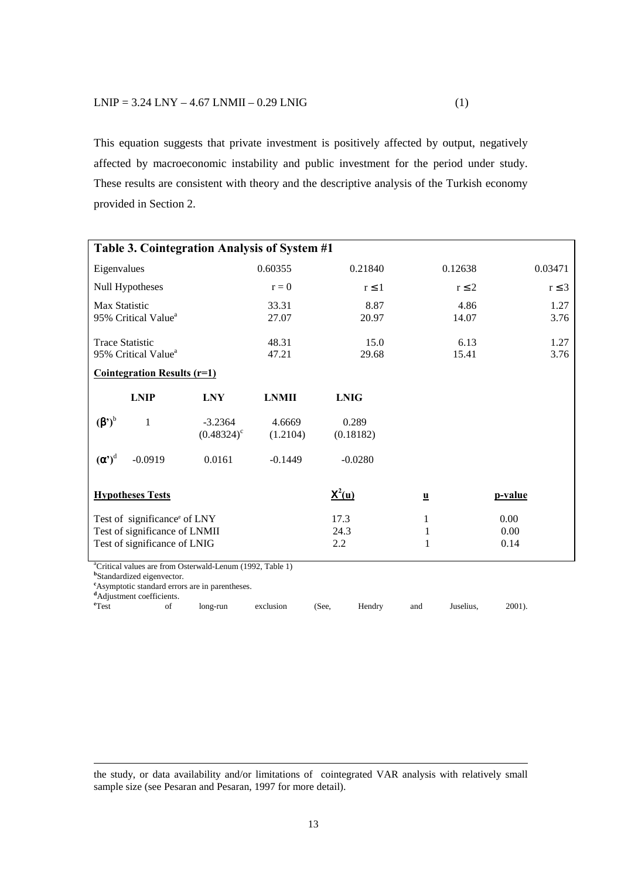$$\text{LNIP} = 3.24\ \text{LNY} - 4.67\ \text{LNMII} - 0.29\ \text{LNIG} \qquad (1)$$

This equation suggests that private investment is positively affected by output, negatively affected by macroeconomic instability and public investment for the period under study. These results are consistent with theory and the descriptive analysis of the Turkish economy provided in Section 2.

**Table 3. Cointegration Analysis of System #1**

| | | | | | |
|---|---|---|---|---|---|
| Eigenvalues | | 0.60355 | 0.21840 | 0.12638 | 0.03471 |
| Null Hypotheses | | $r = 0$ | $r \leq 1$ | $r \leq 2$ | $r \leq 3$ |
| Max Statistic | | 33.31 | 8.87 | 4.86 | 1.27 |
| 95% Critical Value[a] | | 27.07 | 20.97 | 14.07 | 3.76 |
| Trace Statistic | | 48.31 | 15.0 | 6.13 | 1.27 |
| 95% Critical Value[a] | | 47.21 | 29.68 | 15.41 | 3.76 |

**Cointegration Results (r=1)**

| | LNIP | LNY | LNMII | LNIG |
|---|---|---|---|---|
| $(\beta')$[b] | 1 | -3.2364 (0.48324)[c] | 4.6669 (1.2104) | 0.289 (0.18182) |
| $(\alpha')$[d] | -0.0919 | 0.0161 | -0.1449 | -0.0280 |

| Hypotheses Tests | $\chi^2(u)$ | u | p-value |
|---|---|---|---|
| Test of significance[e] of LNY | 17.3 | 1 | 0.00 |
| Test of significance of LNMII | 24.3 | 1 | 0.00 |
| Test of significance of LNIG | 2.2 | 1 | 0.14 |

[a]Critical values are from Osterwald-Lenum (1992, Table 1)
[b]Standardized eigenvector.
[c]Asymptotic standard errors are in parentheses.
[d]Adjustment coefficients.
[e]Test of long-run exclusion (See, Hendry and Juselius, 2001).

---

the study, or data availability and/or limitations of cointegrated VAR analysis with relatively small sample size (see Pesaran and Pesaran, 1997 for more detail).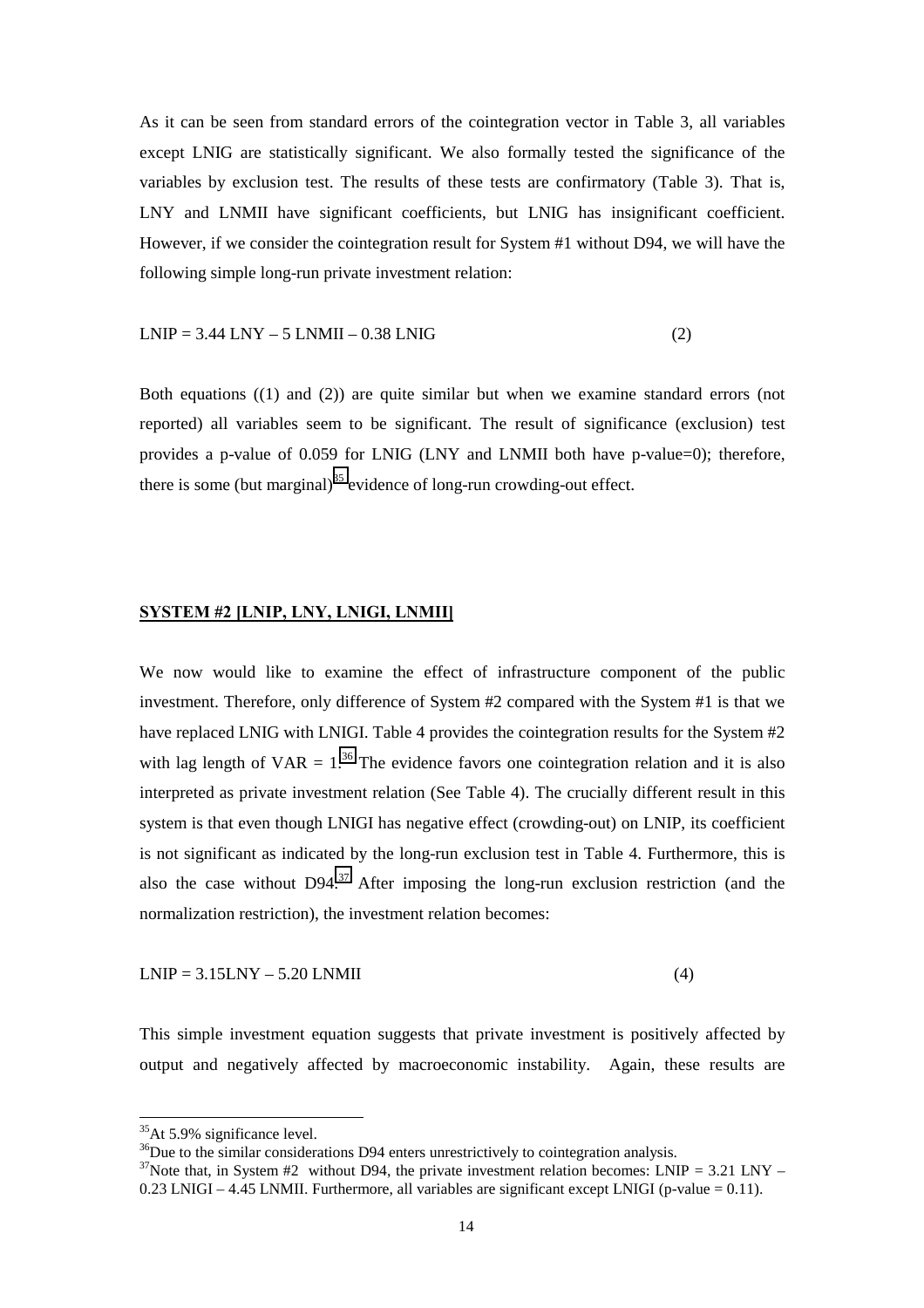As it can be seen from standard errors of the cointegration vector in Table 3, all variables except LNIG are statistically significant. We also formally tested the significance of the variables by exclusion test. The results of these tests are confirmatory (Table 3). That is, LNY and LNMII have significant coefficients, but LNIG has insignificant coefficient. However, if we consider the cointegration result for System #1 without D94, we will have the following simple long-run private investment relation:

$$LNIP = 3.44\ LNY - 5\ LNMII - 0.38\ LNIG \qquad (2)$$

Both equations ((1) and (2)) are quite similar but when we examine standard errors (not reported) all variables seem to be significant. The result of significance (exclusion) test provides a p-value of 0.059 for LNIG (LNY and LNMII both have p-value=0); therefore, there is some (but marginal)[35] evidence of long-run crowding-out effect.

**SYSTEM #2 [LNIP, LNY, LNIGI, LNMII]**

We now would like to examine the effect of infrastructure component of the public investment. Therefore, only difference of System #2 compared with the System #1 is that we have replaced LNIG with LNIGI. Table 4 provides the cointegration results for the System #2 with lag length of VAR = 1.[36] The evidence favors one cointegration relation and it is also interpreted as private investment relation (See Table 4). The crucially different result in this system is that even though LNIGI has negative effect (crowding-out) on LNIP, its coefficient is not significant as indicated by the long-run exclusion test in Table 4. Furthermore, this is also the case without D94.[37] After imposing the long-run exclusion restriction (and the normalization restriction), the investment relation becomes:

$$LNIP = 3.15 LNY - 5.20\ LNMII \qquad (4)$$

This simple investment equation suggests that private investment is positively affected by output and negatively affected by macroeconomic instability. Again, these results are

[35] At 5.9% significance level.

[36] Due to the similar considerations D94 enters unrestrictively to cointegration analysis.

[37] Note that, in System #2 without D94, the private investment relation becomes: LNIP = 3.21 LNY – 0.23 LNIGI – 4.45 LNMII. Furthermore, all variables are significant except LNIGI (p-value = 0.11).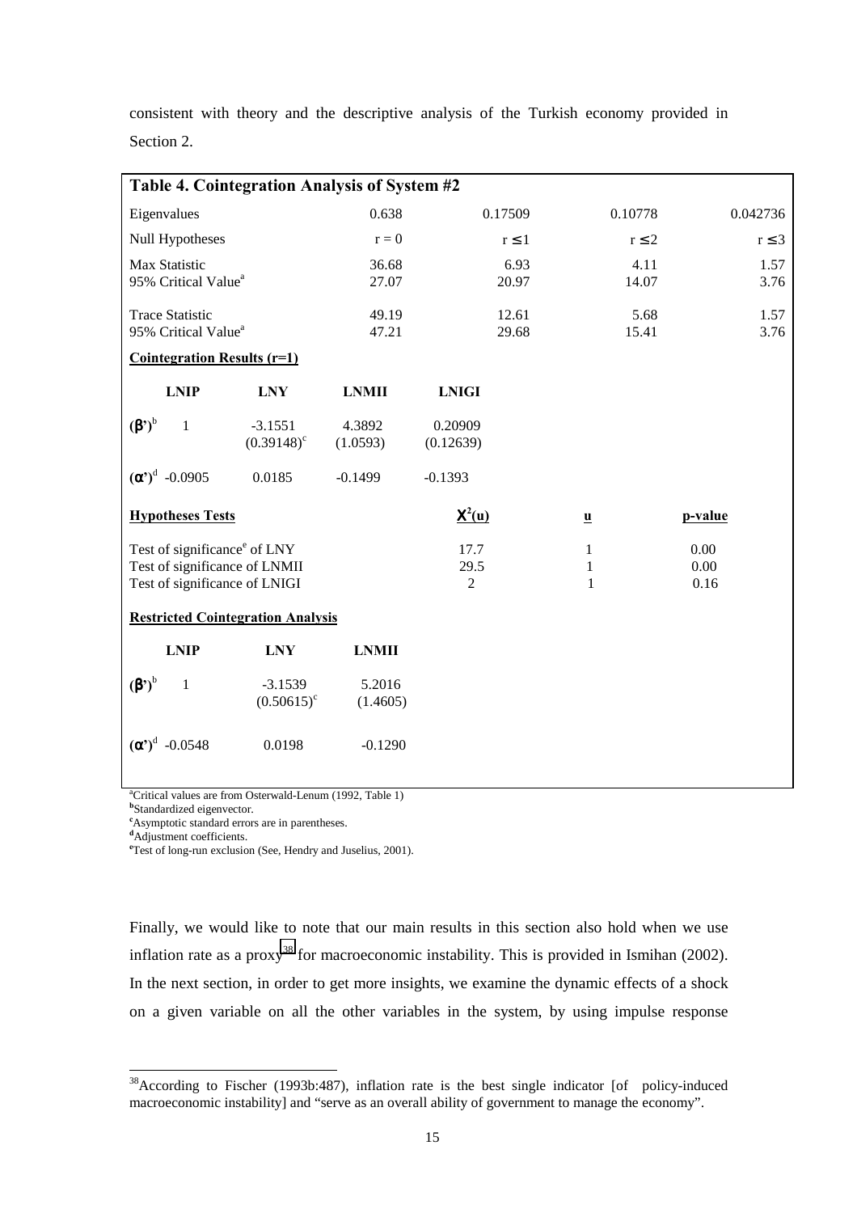consistent with theory and the descriptive analysis of the Turkish economy provided in Section 2.

**Table 4. Cointegration Analysis of System #2**

| Eigenvalues | 0.638 | 0.17509 | 0.10778 | 0.042736 |
|---|---|---|---|---|
| Null Hypotheses | $r = 0$ | $r \leq 1$ | $r \leq 2$ | $r \leq 3$ |
| Max Statistic | 36.68 | 6.93 | 4.11 | 1.57 |
| 95% Critical Value[a] | 27.07 | 20.97 | 14.07 | 3.76 |
| Trace Statistic | 49.19 | 12.61 | 5.68 | 1.57 |
| 95% Critical Value[a] | 47.21 | 29.68 | 15.41 | 3.76 |

**Cointegration Results (r=1)**

| | LNIP | LNY | LNMII | LNIGI |
|---|---|---|---|---|
| $(\beta')^{b}$ | 1 | -3.1551 $(0.39148)^{c}$ | 4.3892 (1.0593) | 0.20909 (0.12639) |
| $(\alpha')^{d}$ | -0.0905 | 0.0185 | -0.1499 | -0.1393 |

**Hypotheses Tests**

| | $\chi^2$(u) | u | p-value |
|---|---|---|---|
| Test of significance[e] of LNY | 17.7 | 1 | 0.00 |
| Test of significance of LNMII | 29.5 | 1 | 0.00 |
| Test of significance of LNIGI | 2 | 1 | 0.16 |

**Restricted Cointegration Analysis**

| | LNIP | LNY | LNMII |
|---|---|---|---|
| $(\beta')^{b}$ | 1 | -3.1539 $(0.50615)^{c}$ | 5.2016 (1.4605) |
| $(\alpha')^{d}$ | -0.0548 | 0.0198 | -0.1290 |

[a]Critical values are from Osterwald-Lenum (1992, Table 1)
[b]Standardized eigenvector.
[c]Asymptotic standard errors are in parentheses.
[d]Adjustment coefficients.
[e]Test of long-run exclusion (See, Hendry and Juselius, 2001).

Finally, we would like to note that our main results in this section also hold when we use inflation rate as a proxy[38] for macroeconomic instability. This is provided in Ismihan (2002). In the next section, in order to get more insights, we examine the dynamic effects of a shock on a given variable on all the other variables in the system, by using impulse response

[38]According to Fischer (1993b:487), inflation rate is the best single indicator [of policy-induced macroeconomic instability] and "serve as an overall ability of government to manage the economy".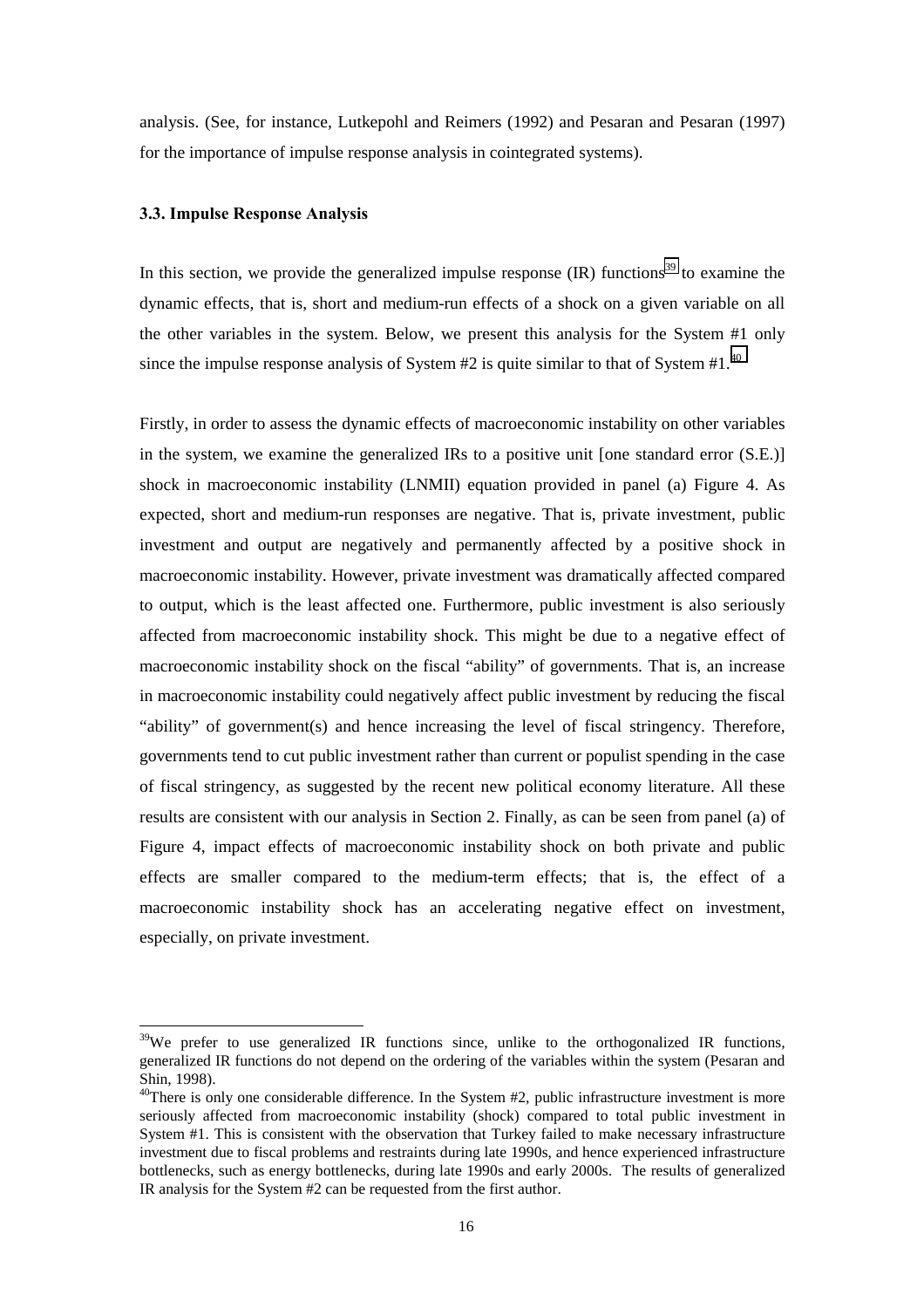analysis. (See, for instance, Lutkepohl and Reimers (1992) and Pesaran and Pesaran (1997) for the importance of impulse response analysis in cointegrated systems).

### 3.3. Impulse Response Analysis

In this section, we provide the generalized impulse response (IR) functions[39] to examine the dynamic effects, that is, short and medium-run effects of a shock on a given variable on all the other variables in the system. Below, we present this analysis for the System #1 only since the impulse response analysis of System #2 is quite similar to that of System #1.[40]

Firstly, in order to assess the dynamic effects of macroeconomic instability on other variables in the system, we examine the generalized IRs to a positive unit [one standard error (S.E.)] shock in macroeconomic instability (LNMII) equation provided in panel (a) Figure 4. As expected, short and medium-run responses are negative. That is, private investment, public investment and output are negatively and permanently affected by a positive shock in macroeconomic instability. However, private investment was dramatically affected compared to output, which is the least affected one. Furthermore, public investment is also seriously affected from macroeconomic instability shock. This might be due to a negative effect of macroeconomic instability shock on the fiscal "ability" of governments. That is, an increase in macroeconomic instability could negatively affect public investment by reducing the fiscal "ability" of government(s) and hence increasing the level of fiscal stringency. Therefore, governments tend to cut public investment rather than current or populist spending in the case of fiscal stringency, as suggested by the recent new political economy literature. All these results are consistent with our analysis in Section 2. Finally, as can be seen from panel (a) of Figure 4, impact effects of macroeconomic instability shock on both private and public effects are smaller compared to the medium-term effects; that is, the effect of a macroeconomic instability shock has an accelerating negative effect on investment, especially, on private investment.

[39] We prefer to use generalized IR functions since, unlike to the orthogonalized IR functions, generalized IR functions do not depend on the ordering of the variables within the system (Pesaran and Shin, 1998).

[40] There is only one considerable difference. In the System #2, public infrastructure investment is more seriously affected from macroeconomic instability (shock) compared to total public investment in System #1. This is consistent with the observation that Turkey failed to make necessary infrastructure investment due to fiscal problems and restraints during late 1990s, and hence experienced infrastructure bottlenecks, such as energy bottlenecks, during late 1990s and early 2000s. The results of generalized IR analysis for the System #2 can be requested from the first author.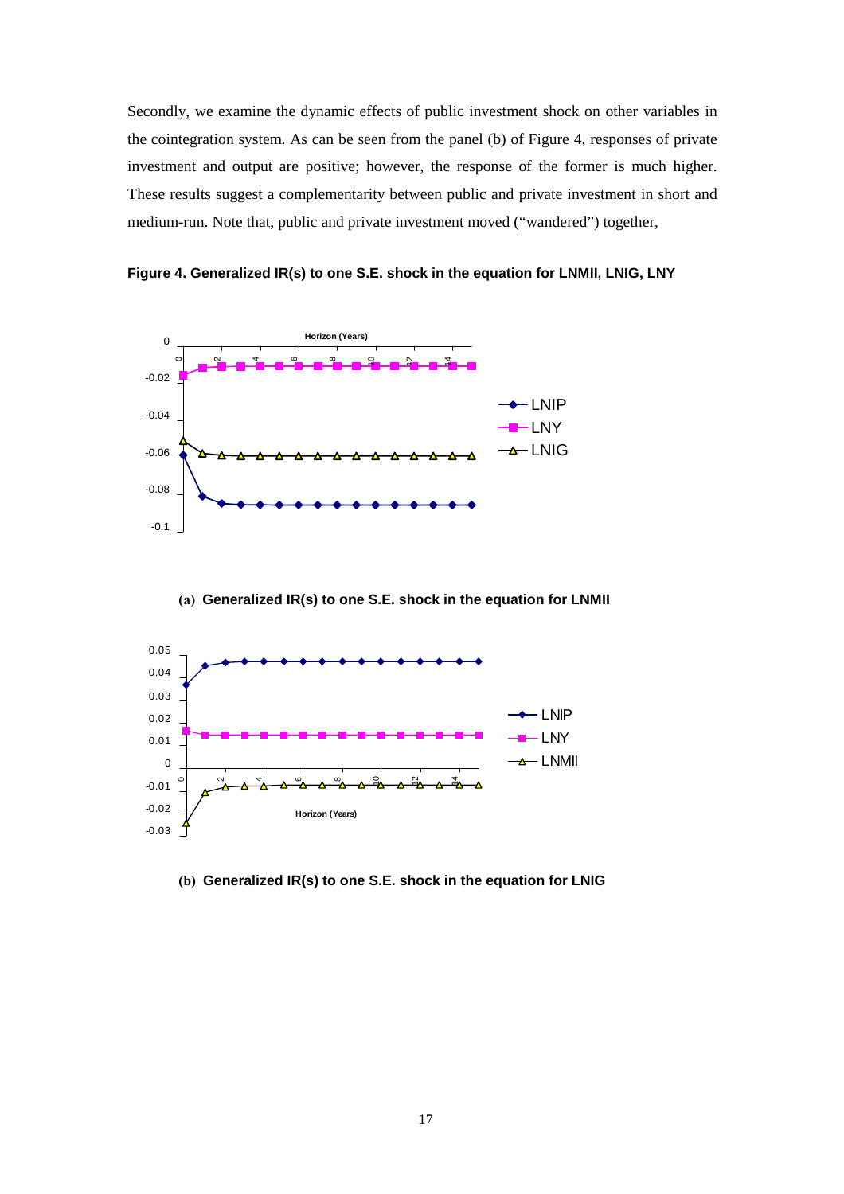Secondly, we examine the dynamic effects of public investment shock on other variables in the cointegration system. As can be seen from the panel (b) of Figure 4, responses of private investment and output are positive; however, the response of the former is much higher. These results suggest a complementarity between public and private investment in short and medium-run. Note that, public and private investment moved ("wandered") together,

**Figure 4. Generalized IR(s) to one S.E. shock in the equation for LNMII, LNIG, LNY**

**(a) Generalized IR(s) to one S.E. shock in the equation for LNMII**

**(b) Generalized IR(s) to one S.E. shock in the equation for LNIG**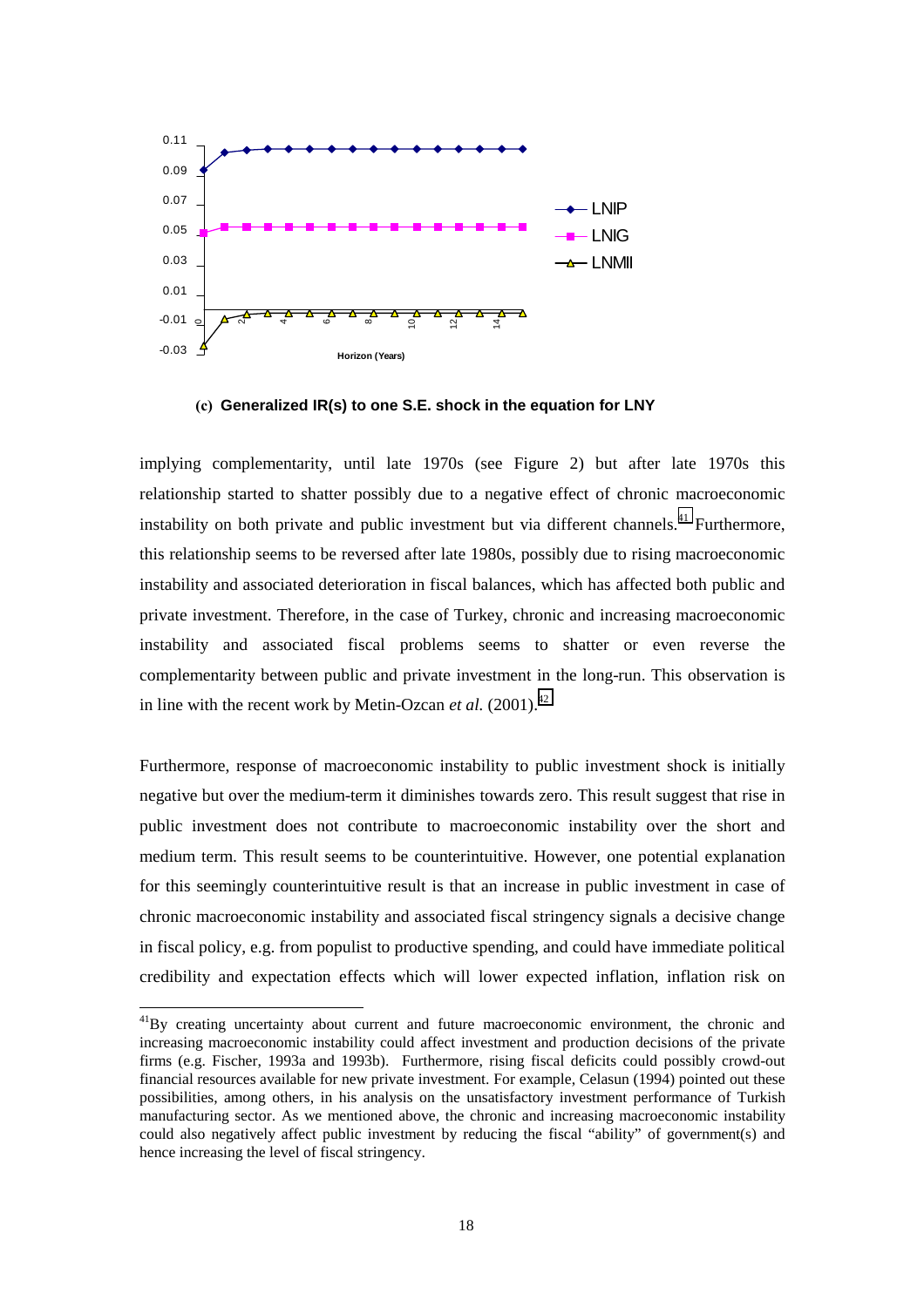**(c) Generalized IR(s) to one S.E. shock in the equation for LNY**

implying complementarity, until late 1970s (see Figure 2) but after late 1970s this relationship started to shatter possibly due to a negative effect of chronic macroeconomic instability on both private and public investment but via different channels.[41] Furthermore, this relationship seems to be reversed after late 1980s, possibly due to rising macroeconomic instability and associated deterioration in fiscal balances, which has affected both public and private investment. Therefore, in the case of Turkey, chronic and increasing macroeconomic instability and associated fiscal problems seems to shatter or even reverse the complementarity between public and private investment in the long-run. This observation is in line with the recent work by Metin-Ozcan *et al.* (2001).[42]

Furthermore, response of macroeconomic instability to public investment shock is initially negative but over the medium-term it diminishes towards zero. This result suggest that rise in public investment does not contribute to macroeconomic instability over the short and medium term. This result seems to be counterintuitive. However, one potential explanation for this seemingly counterintuitive result is that an increase in public investment in case of chronic macroeconomic instability and associated fiscal stringency signals a decisive change in fiscal policy, e.g. from populist to productive spending, and could have immediate political credibility and expectation effects which will lower expected inflation, inflation risk on

---

[41] By creating uncertainty about current and future macroeconomic environment, the chronic and increasing macroeconomic instability could affect investment and production decisions of the private firms (e.g. Fischer, 1993a and 1993b). Furthermore, rising fiscal deficits could possibly crowd-out financial resources available for new private investment. For example, Celasun (1994) pointed out these possibilities, among others, in his analysis on the unsatisfactory investment performance of Turkish manufacturing sector. As we mentioned above, the chronic and increasing macroeconomic instability could also negatively affect public investment by reducing the fiscal "ability" of government(s) and hence increasing the level of fiscal stringency.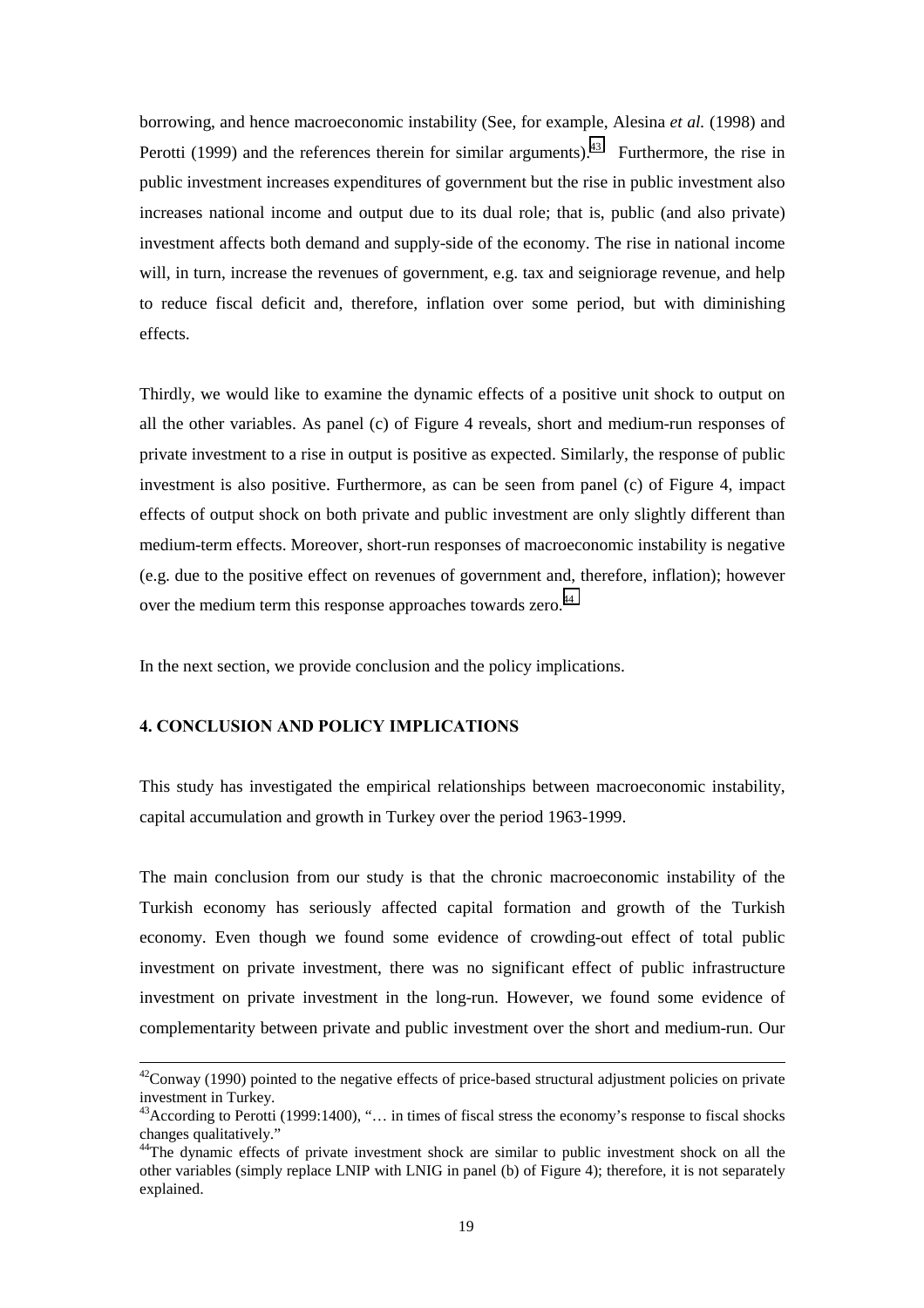borrowing, and hence macroeconomic instability (See, for example, Alesina *et al.* (1998) and Perotti (1999) and the references therein for similar arguments).[43] Furthermore, the rise in public investment increases expenditures of government but the rise in public investment also increases national income and output due to its dual role; that is, public (and also private) investment affects both demand and supply-side of the economy. The rise in national income will, in turn, increase the revenues of government, e.g. tax and seigniorage revenue, and help to reduce fiscal deficit and, therefore, inflation over some period, but with diminishing effects.

Thirdly, we would like to examine the dynamic effects of a positive unit shock to output on all the other variables. As panel (c) of Figure 4 reveals, short and medium-run responses of private investment to a rise in output is positive as expected. Similarly, the response of public investment is also positive. Furthermore, as can be seen from panel (c) of Figure 4, impact effects of output shock on both private and public investment are only slightly different than medium-term effects. Moreover, short-run responses of macroeconomic instability is negative (e.g. due to the positive effect on revenues of government and, therefore, inflation); however over the medium term this response approaches towards zero.[44]

In the next section, we provide conclusion and the policy implications.

## 4. CONCLUSION AND POLICY IMPLICATIONS

This study has investigated the empirical relationships between macroeconomic instability, capital accumulation and growth in Turkey over the period 1963-1999.

The main conclusion from our study is that the chronic macroeconomic instability of the Turkish economy has seriously affected capital formation and growth of the Turkish economy. Even though we found some evidence of crowding-out effect of total public investment on private investment, there was no significant effect of public infrastructure investment on private investment in the long-run. However, we found some evidence of complementarity between private and public investment over the short and medium-run. Our

---

[42]Conway (1990) pointed to the negative effects of price-based structural adjustment policies on private investment in Turkey.

[43]According to Perotti (1999:1400), "… in times of fiscal stress the economy's response to fiscal shocks changes qualitatively."

[44]The dynamic effects of private investment shock are similar to public investment shock on all the other variables (simply replace LNIP with LNIG in panel (b) of Figure 4); therefore, it is not separately explained.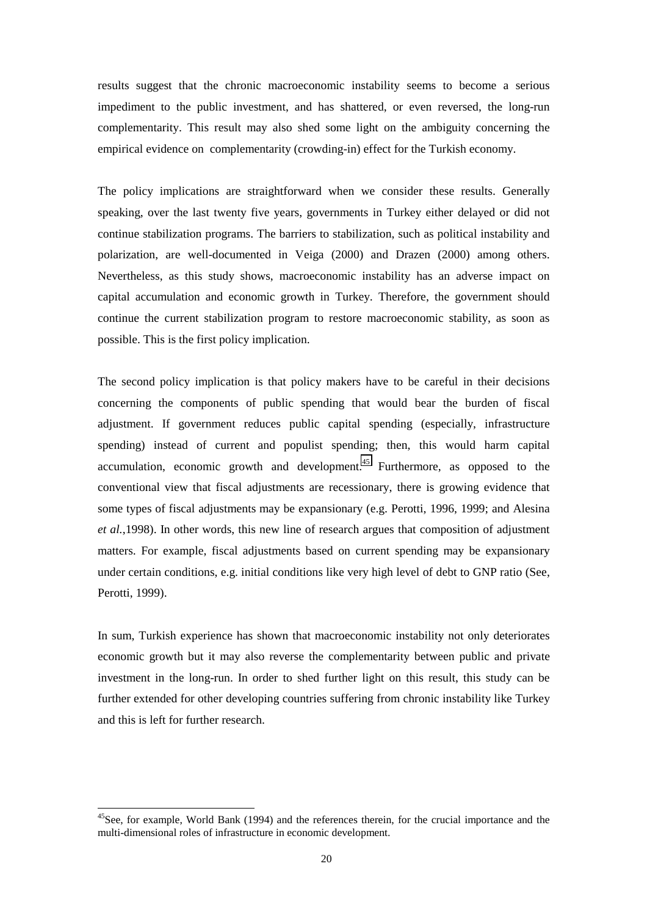results suggest that the chronic macroeconomic instability seems to become a serious impediment to the public investment, and has shattered, or even reversed, the long-run complementarity. This result may also shed some light on the ambiguity concerning the empirical evidence on complementarity (crowding-in) effect for the Turkish economy.

The policy implications are straightforward when we consider these results. Generally speaking, over the last twenty five years, governments in Turkey either delayed or did not continue stabilization programs. The barriers to stabilization, such as political instability and polarization, are well-documented in Veiga (2000) and Drazen (2000) among others. Nevertheless, as this study shows, macroeconomic instability has an adverse impact on capital accumulation and economic growth in Turkey. Therefore, the government should continue the current stabilization program to restore macroeconomic stability, as soon as possible. This is the first policy implication.

The second policy implication is that policy makers have to be careful in their decisions concerning the components of public spending that would bear the burden of fiscal adjustment. If government reduces public capital spending (especially, infrastructure spending) instead of current and populist spending; then, this would harm capital accumulation, economic growth and development.[45] Furthermore, as opposed to the conventional view that fiscal adjustments are recessionary, there is growing evidence that some types of fiscal adjustments may be expansionary (e.g. Perotti, 1996, 1999; and Alesina *et al.*,1998). In other words, this new line of research argues that composition of adjustment matters. For example, fiscal adjustments based on current spending may be expansionary under certain conditions, e.g. initial conditions like very high level of debt to GNP ratio (See, Perotti, 1999).

In sum, Turkish experience has shown that macroeconomic instability not only deteriorates economic growth but it may also reverse the complementarity between public and private investment in the long-run. In order to shed further light on this result, this study can be further extended for other developing countries suffering from chronic instability like Turkey and this is left for further research.

---

[45] See, for example, World Bank (1994) and the references therein, for the crucial importance and the multi-dimensional roles of infrastructure in economic development.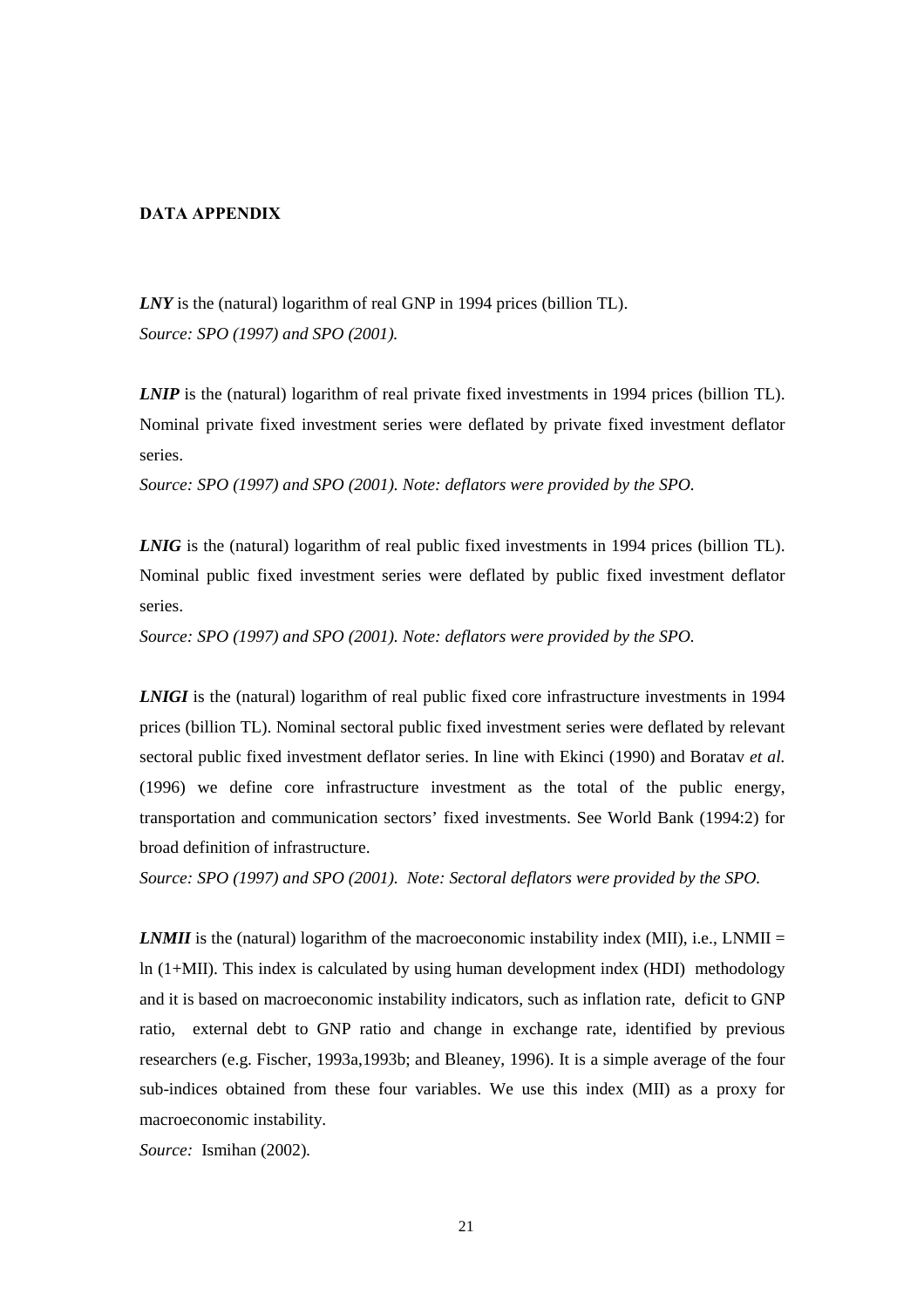# DATA APPENDIX

***LNY*** is the (natural) logarithm of real GNP in 1994 prices (billion TL).
*Source: SPO (1997) and SPO (2001).*

***LNIP*** is the (natural) logarithm of real private fixed investments in 1994 prices (billion TL). Nominal private fixed investment series were deflated by private fixed investment deflator series.
*Source: SPO (1997) and SPO (2001). Note: deflators were provided by the SPO.*

***LNIG*** is the (natural) logarithm of real public fixed investments in 1994 prices (billion TL). Nominal public fixed investment series were deflated by public fixed investment deflator series.
*Source: SPO (1997) and SPO (2001). Note: deflators were provided by the SPO.*

***LNIGI*** is the (natural) logarithm of real public fixed core infrastructure investments in 1994 prices (billion TL). Nominal sectoral public fixed investment series were deflated by relevant sectoral public fixed investment deflator series. In line with Ekinci (1990) and Boratav *et al.* (1996) we define core infrastructure investment as the total of the public energy, transportation and communication sectors' fixed investments. See World Bank (1994:2) for broad definition of infrastructure.
*Source: SPO (1997) and SPO (2001). Note: Sectoral deflators were provided by the SPO.*

***LNMII*** is the (natural) logarithm of the macroeconomic instability index (MII), i.e., LNMII = ln (1+MII). This index is calculated by using human development index (HDI) methodology and it is based on macroeconomic instability indicators, such as inflation rate, deficit to GNP ratio, external debt to GNP ratio and change in exchange rate, identified by previous researchers (e.g. Fischer, 1993a,1993b; and Bleaney, 1996). It is a simple average of the four sub-indices obtained from these four variables. We use this index (MII) as a proxy for macroeconomic instability.
*Source:* Ismihan (2002).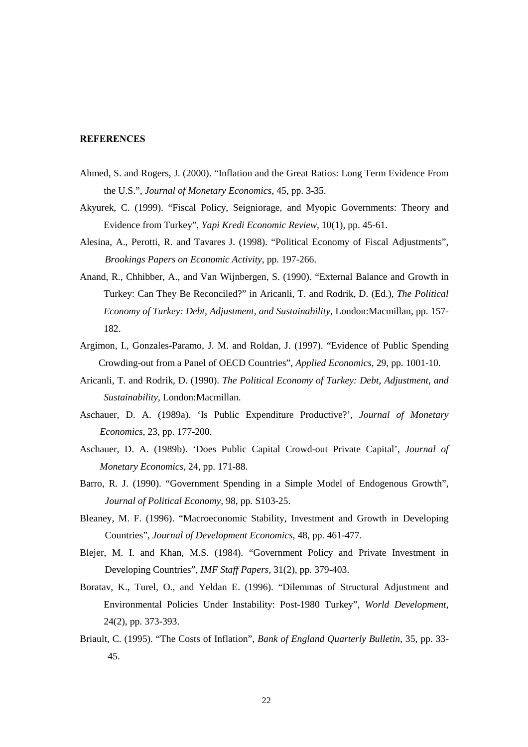**REFERENCES**

Ahmed, S. and Rogers, J. (2000). "Inflation and the Great Ratios: Long Term Evidence From the U.S.", *Journal of Monetary Economics*, 45, pp. 3-35.

Akyurek, C. (1999). "Fiscal Policy, Seigniorage, and Myopic Governments: Theory and Evidence from Turkey", *Yapi Kredi Economic Review*, 10(1), pp. 45-61.

Alesina, A., Perotti, R. and Tavares J. (1998). "Political Economy of Fiscal Adjustments", *Brookings Papers on Economic Activity*, pp. 197-266.

Anand, R., Chhibber, A., and Van Wijnbergen, S. (1990). "External Balance and Growth in Turkey: Can They Be Reconciled?" in Aricanli, T. and Rodrik, D. (Ed.), *The Political Economy of Turkey: Debt, Adjustment, and Sustainability*, London:Macmillan, pp. 157-182.

Argimon, I., Gonzales-Paramo, J. M. and Roldan, J. (1997). "Evidence of Public Spending Crowding-out from a Panel of OECD Countries", *Applied Economics*, 29, pp. 1001-10.

Aricanli, T. and Rodrik, D. (1990). *The Political Economy of Turkey: Debt, Adjustment, and Sustainability*, London:Macmillan.

Aschauer, D. A. (1989a). 'Is Public Expenditure Productive?', *Journal of Monetary Economics*, 23, pp. 177-200.

Aschauer, D. A. (1989b). 'Does Public Capital Crowd-out Private Capital', *Journal of Monetary Economics*, 24, pp. 171-88.

Barro, R. J. (1990). "Government Spending in a Simple Model of Endogenous Growth", *Journal of Political Economy*, 98, pp. S103-25.

Bleaney, M. F. (1996). "Macroeconomic Stability, Investment and Growth in Developing Countries", *Journal of Development Economics*, 48, pp. 461-477.

Blejer, M. I. and Khan, M.S. (1984). "Government Policy and Private Investment in Developing Countries", *IMF Staff Papers,* 31(2), pp. 379-403.

Boratav, K., Turel, O., and Yeldan E. (1996). "Dilemmas of Structural Adjustment and Environmental Policies Under Instability: Post-1980 Turkey", *World Development*, 24(2), pp. 373-393.

Briault, C. (1995). "The Costs of Inflation", *Bank of England Quarterly Bulletin*, 35, pp. 33-45.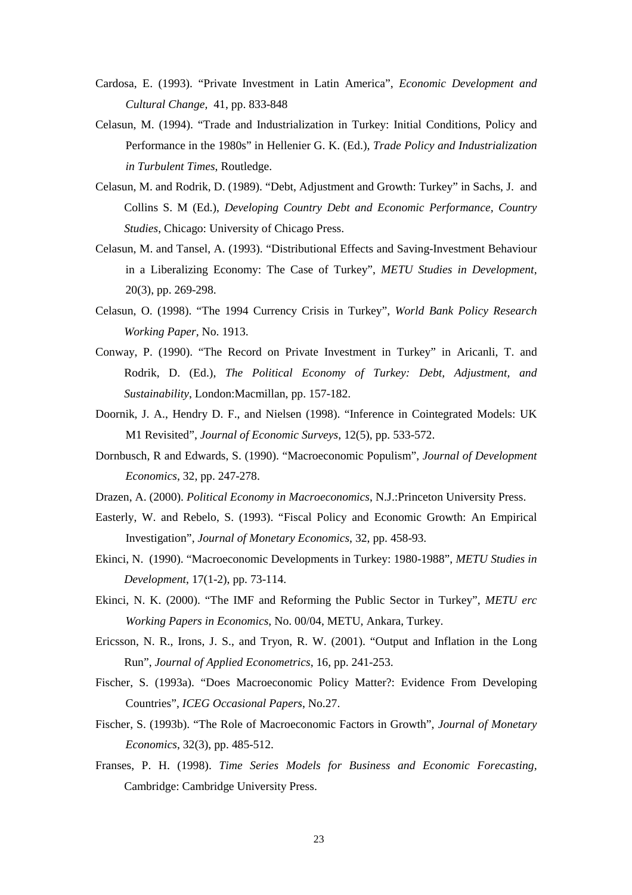Cardosa, E. (1993). “Private Investment in Latin America”, *Economic Development and Cultural Change,* 41, pp. 833-848

Celasun, M. (1994). “Trade and Industrialization in Turkey: Initial Conditions, Policy and Performance in the 1980s” in Hellenier G. K. (Ed.), *Trade Policy and Industrialization in Turbulent Times*, Routledge.

Celasun, M. and Rodrik, D. (1989). “Debt, Adjustment and Growth: Turkey” in Sachs, J. and Collins S. M (Ed.), *Developing Country Debt and Economic Performance, Country Studies*, Chicago: University of Chicago Press.

Celasun, M. and Tansel, A. (1993). “Distributional Effects and Saving-Investment Behaviour in a Liberalizing Economy: The Case of Turkey”, *METU Studies in Development*, 20(3), pp. 269-298.

Celasun, O. (1998). “The 1994 Currency Crisis in Turkey”, *World Bank Policy Research Working Paper,* No. 1913.

Conway, P. (1990). “The Record on Private Investment in Turkey” in Aricanli, T. and Rodrik, D. (Ed.), *The Political Economy of Turkey: Debt, Adjustment, and Sustainability*, London:Macmillan, pp. 157-182.

Doornik, J. A., Hendry D. F., and Nielsen (1998). “Inference in Cointegrated Models: UK M1 Revisited”, *Journal of Economic Surveys*, 12(5), pp. 533-572.

Dornbusch, R and Edwards, S. (1990). “Macroeconomic Populism”, *Journal of Development Economics*, 32, pp. 247-278.

Drazen, A. (2000). *Political Economy in Macroeconomics*, N.J.:Princeton University Press.

Easterly, W. and Rebelo, S. (1993). “Fiscal Policy and Economic Growth: An Empirical Investigation”, *Journal of Monetary Economics*, 32, pp. 458-93.

Ekinci, N. (1990). “Macroeconomic Developments in Turkey: 1980-1988”, *METU Studies in Development*, 17(1-2), pp. 73-114.

Ekinci, N. K. (2000). “The IMF and Reforming the Public Sector in Turkey”, *METU erc Working Papers in Economics*, No. 00/04, METU, Ankara, Turkey.

Ericsson, N. R., Irons, J. S., and Tryon, R. W. (2001). “Output and Inflation in the Long Run”, *Journal of Applied Econometrics*, 16, pp. 241-253.

Fischer, S. (1993a). “Does Macroeconomic Policy Matter?: Evidence From Developing Countries”, *ICEG Occasional Papers*, No.27.

Fischer, S. (1993b). “The Role of Macroeconomic Factors in Growth”, *Journal of Monetary Economics*, 32(3), pp. 485-512.

Franses, P. H. (1998). *Time Series Models for Business and Economic Forecasting*, Cambridge: Cambridge University Press.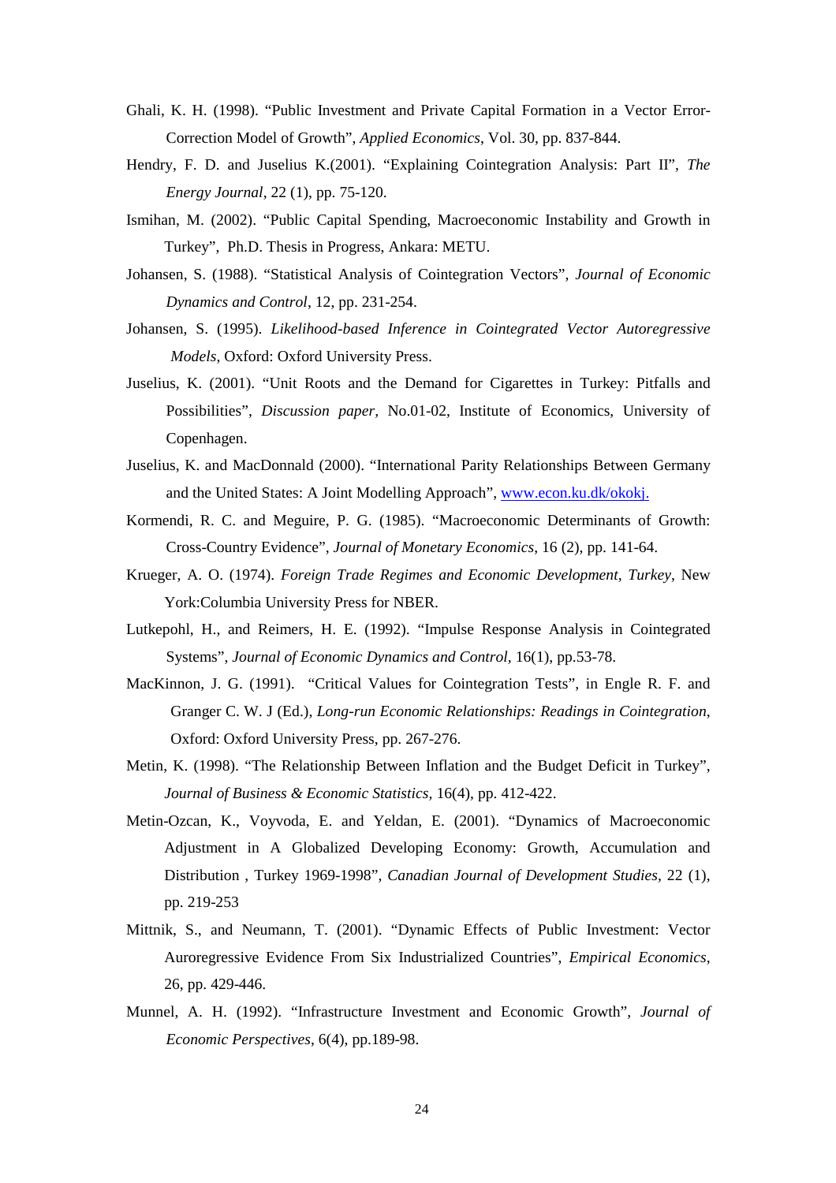Ghali, K. H. (1998). "Public Investment and Private Capital Formation in a Vector Error-Correction Model of Growth", *Applied Economics*, Vol. 30, pp. 837-844.

Hendry, F. D. and Juselius K.(2001). "Explaining Cointegration Analysis: Part II", *The Energy Journal*, 22 (1), pp. 75-120.

Ismihan, M. (2002). "Public Capital Spending, Macroeconomic Instability and Growth in Turkey", Ph.D. Thesis in Progress, Ankara: METU.

Johansen, S. (1988). "Statistical Analysis of Cointegration Vectors", *Journal of Economic Dynamics and Control*, 12, pp. 231-254.

Johansen, S. (1995). *Likelihood-based Inference in Cointegrated Vector Autoregressive Models*, Oxford: Oxford University Press.

Juselius, K. (2001). "Unit Roots and the Demand for Cigarettes in Turkey: Pitfalls and Possibilities", *Discussion paper*, No.01-02, Institute of Economics, University of Copenhagen.

Juselius, K. and MacDonnald (2000). "International Parity Relationships Between Germany and the United States: A Joint Modelling Approach", www.econ.ku.dk/okokj.

Kormendi, R. C. and Meguire, P. G. (1985). "Macroeconomic Determinants of Growth: Cross-Country Evidence", *Journal of Monetary Economics*, 16 (2), pp. 141-64.

Krueger, A. O. (1974). *Foreign Trade Regimes and Economic Development, Turkey*, New York:Columbia University Press for NBER.

Lutkepohl, H., and Reimers, H. E. (1992). "Impulse Response Analysis in Cointegrated Systems", *Journal of Economic Dynamics and Control*, 16(1), pp.53-78.

MacKinnon, J. G. (1991). "Critical Values for Cointegration Tests", in Engle R. F. and Granger C. W. J (Ed.), *Long-run Economic Relationships: Readings in Cointegration*, Oxford: Oxford University Press, pp. 267-276.

Metin, K. (1998). "The Relationship Between Inflation and the Budget Deficit in Turkey", *Journal of Business & Economic Statistics,* 16(4), pp. 412-422.

Metin-Ozcan, K., Voyvoda, E. and Yeldan, E. (2001). "Dynamics of Macroeconomic Adjustment in A Globalized Developing Economy: Growth, Accumulation and Distribution , Turkey 1969-1998", *Canadian Journal of Development Studies,* 22 (1), pp. 219-253

Mittnik, S., and Neumann, T. (2001). "Dynamic Effects of Public Investment: Vector Auroregressive Evidence From Six Industrialized Countries", *Empirical Economics*, 26, pp. 429-446.

Munnel, A. H. (1992). "Infrastructure Investment and Economic Growth", *Journal of Economic Perspectives*, 6(4), pp.189-98.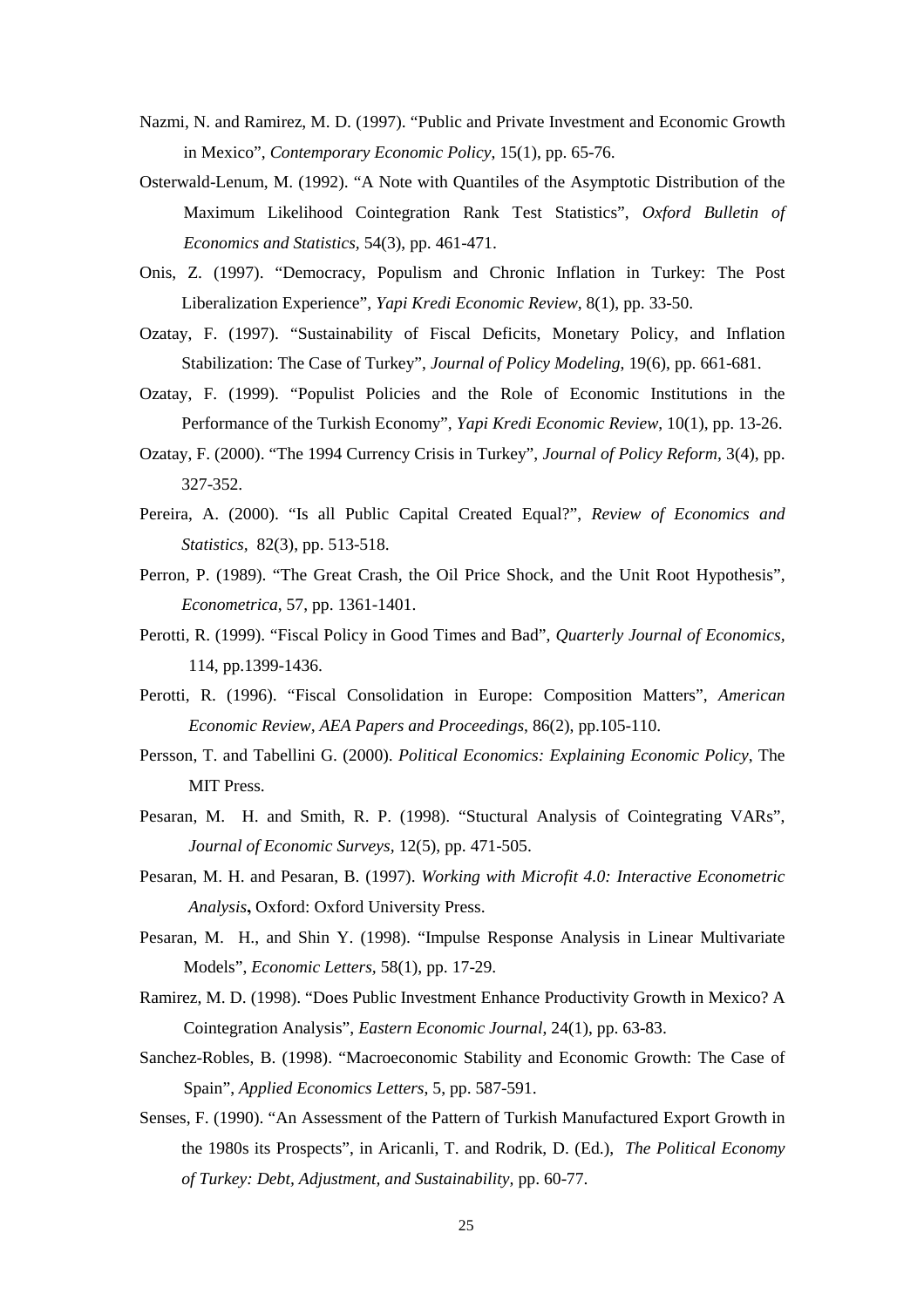Nazmi, N. and Ramirez, M. D. (1997). "Public and Private Investment and Economic Growth in Mexico", *Contemporary Economic Policy*, 15(1), pp. 65-76.

Osterwald-Lenum, M. (1992). "A Note with Quantiles of the Asymptotic Distribution of the Maximum Likelihood Cointegration Rank Test Statistics", *Oxford Bulletin of Economics and Statistics*, 54(3), pp. 461-471.

Onis, Z. (1997). "Democracy, Populism and Chronic Inflation in Turkey: The Post Liberalization Experience", *Yapi Kredi Economic Review*, 8(1), pp. 33-50.

Ozatay, F. (1997). "Sustainability of Fiscal Deficits, Monetary Policy, and Inflation Stabilization: The Case of Turkey", *Journal of Policy Modeling*, 19(6), pp. 661-681.

Ozatay, F. (1999). "Populist Policies and the Role of Economic Institutions in the Performance of the Turkish Economy", *Yapi Kredi Economic Review*, 10(1), pp. 13-26.

Ozatay, F. (2000). "The 1994 Currency Crisis in Turkey", *Journal of Policy Reform*, 3(4), pp. 327-352.

Pereira, A. (2000). "Is all Public Capital Created Equal?", *Review of Economics and Statistics*, 82(3), pp. 513-518.

Perron, P. (1989). "The Great Crash, the Oil Price Shock, and the Unit Root Hypothesis", *Econometrica*, 57, pp. 1361-1401.

Perotti, R. (1999). "Fiscal Policy in Good Times and Bad", *Quarterly Journal of Economics*, 114, pp.1399-1436.

Perotti, R. (1996). "Fiscal Consolidation in Europe: Composition Matters", *American Economic Review, AEA Papers and Proceedings*, 86(2), pp.105-110.

Persson, T. and Tabellini G. (2000). *Political Economics: Explaining Economic Policy*, The MIT Press.

Pesaran, M. H. and Smith, R. P. (1998). "Stuctural Analysis of Cointegrating VARs", *Journal of Economic Surveys*, 12(5), pp. 471-505.

Pesaran, M. H. and Pesaran, B. (1997). *Working with Microfit 4.0: Interactive Econometric Analysis***,** Oxford: Oxford University Press.

Pesaran, M. H., and Shin Y. (1998). "Impulse Response Analysis in Linear Multivariate Models", *Economic Letters*, 58(1), pp. 17-29.

Ramirez, M. D. (1998). "Does Public Investment Enhance Productivity Growth in Mexico? A Cointegration Analysis", *Eastern Economic Journal*, 24(1), pp. 63-83.

Sanchez-Robles, B. (1998). "Macroeconomic Stability and Economic Growth: The Case of Spain", *Applied Economics Letters*, 5, pp. 587-591.

Senses, F. (1990). "An Assessment of the Pattern of Turkish Manufactured Export Growth in the 1980s its Prospects", in Aricanli, T. and Rodrik, D. (Ed.), *The Political Economy of Turkey: Debt, Adjustment, and Sustainability*, pp. 60-77.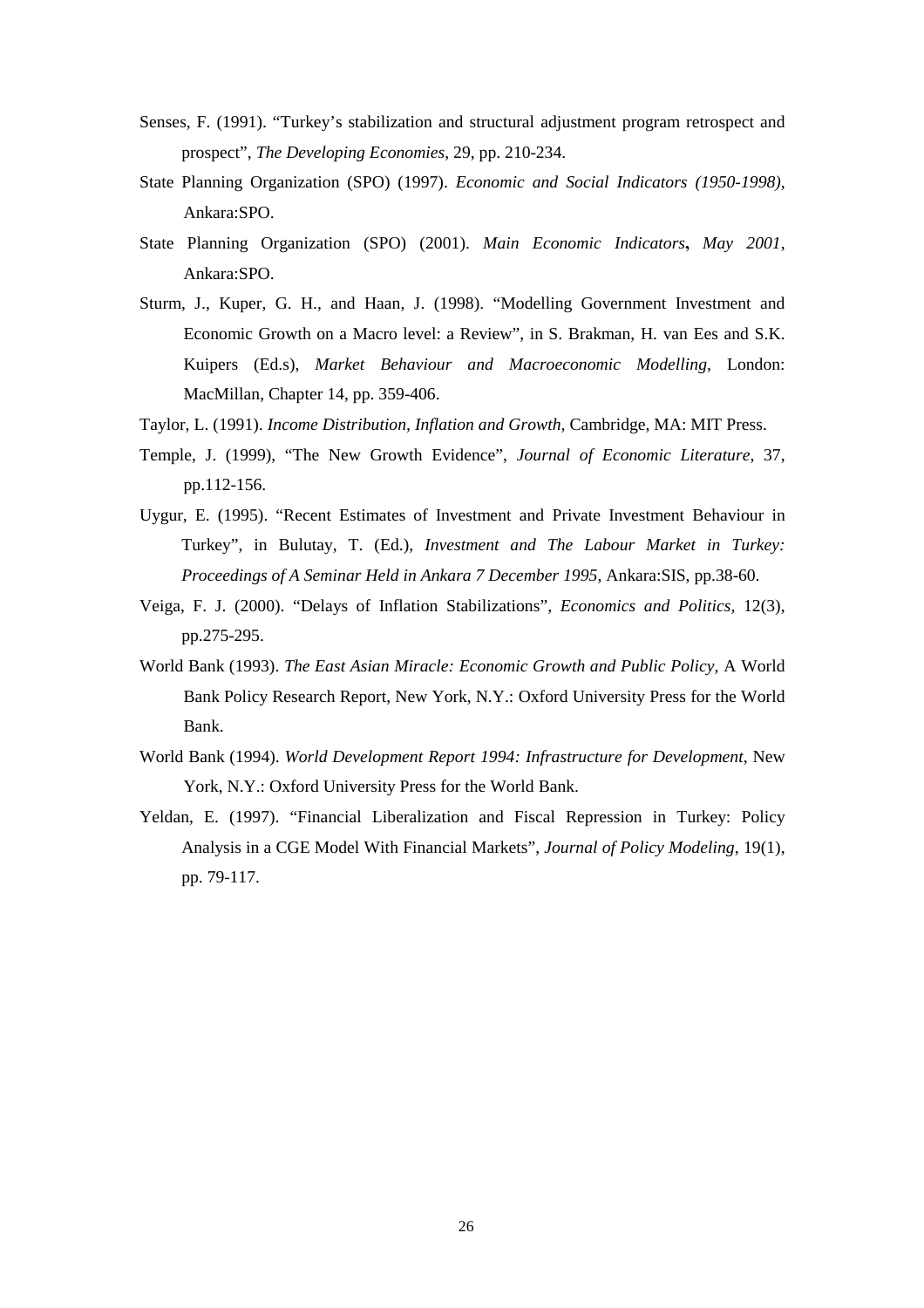Senses, F. (1991). “Turkey’s stabilization and structural adjustment program retrospect and prospect”, *The Developing Economies*, 29, pp. 210-234.

State Planning Organization (SPO) (1997). *Economic and Social Indicators (1950-1998)*, Ankara:SPO.

State Planning Organization (SPO) (2001). *Main Economic Indicators***,** *May 2001*, Ankara:SPO.

Sturm, J., Kuper, G. H., and Haan, J. (1998). “Modelling Government Investment and Economic Growth on a Macro level: a Review”, in S. Brakman, H. van Ees and S.K. Kuipers (Ed.s), *Market Behaviour and Macroeconomic Modelling*, London: MacMillan, Chapter 14, pp. 359-406.

Taylor, L. (1991). *Income Distribution, Inflation and Growth,* Cambridge, MA: MIT Press.

Temple, J. (1999), “The New Growth Evidence”, *Journal of Economic Literature*, 37, pp.112-156.

Uygur, E. (1995). “Recent Estimates of Investment and Private Investment Behaviour in Turkey”, in Bulutay, T. (Ed.), *Investment and The Labour Market in Turkey: Proceedings of A Seminar Held in Ankara 7 December 1995*, Ankara:SIS, pp.38-60.

Veiga, F. J. (2000). “Delays of Inflation Stabilizations”, *Economics and Politics*, 12(3), pp.275-295.

World Bank (1993). *The East Asian Miracle: Economic Growth and Public Policy,* A World Bank Policy Research Report, New York, N.Y.: Oxford University Press for the World Bank.

World Bank (1994). *World Development Report 1994: Infrastructure for Development*, New York, N.Y.: Oxford University Press for the World Bank.

Yeldan, E. (1997). “Financial Liberalization and Fiscal Repression in Turkey: Policy Analysis in a CGE Model With Financial Markets”, *Journal of Policy Modeling*, 19(1), pp. 79-117.